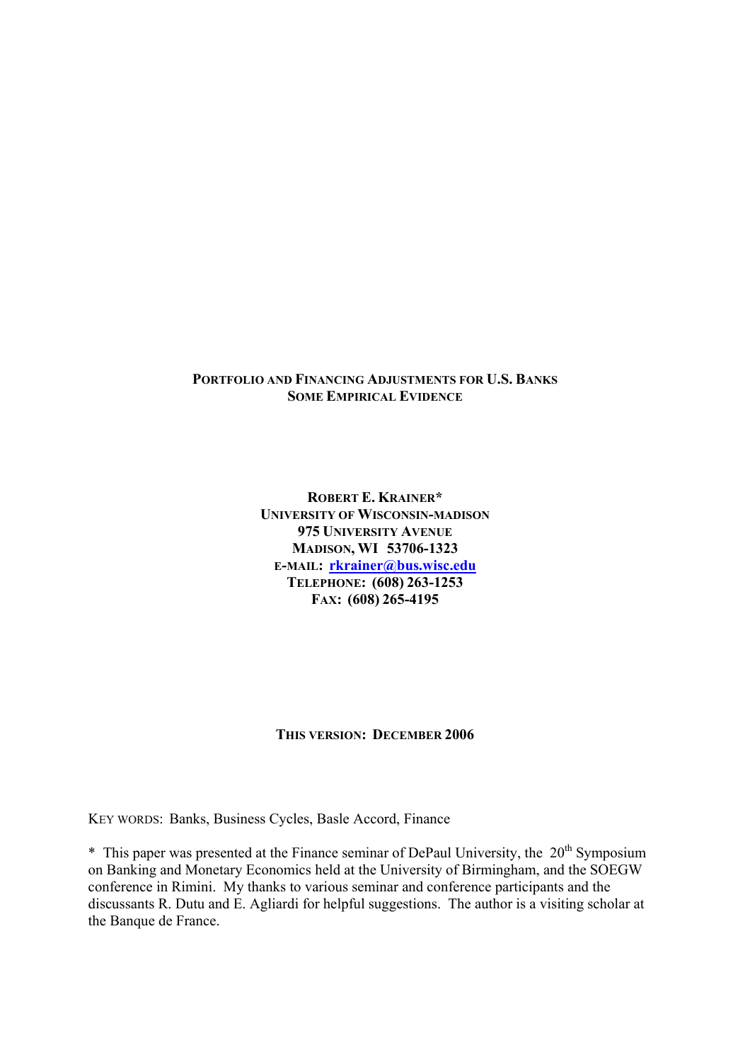# PORTFOLIO AND FINANCING ADJUSTMENTS FOR U.S. BANKS
## SOME EMPIRICAL EVIDENCE

**ROBERT E. KRAINER***
**UNIVERSITY OF WISCONSIN-MADISON**
**975 UNIVERSITY AVENUE**
**MADISON, WI 53706-1323**
**E-MAIL: rkrainer@bus.wisc.edu**
**TELEPHONE: (608) 263-1253**
**FAX: (608) 265-4195**

**THIS VERSION: DECEMBER 2006**

KEY WORDS: Banks, Business Cycles, Basle Accord, Finance

* This paper was presented at the Finance seminar of DePaul University, the 20th Symposium on Banking and Monetary Economics held at the University of Birmingham, and the SOEGW conference in Rimini. My thanks to various seminar and conference participants and the discussants R. Dutu and E. Agliardi for helpful suggestions. The author is a visiting scholar at the Banque de France.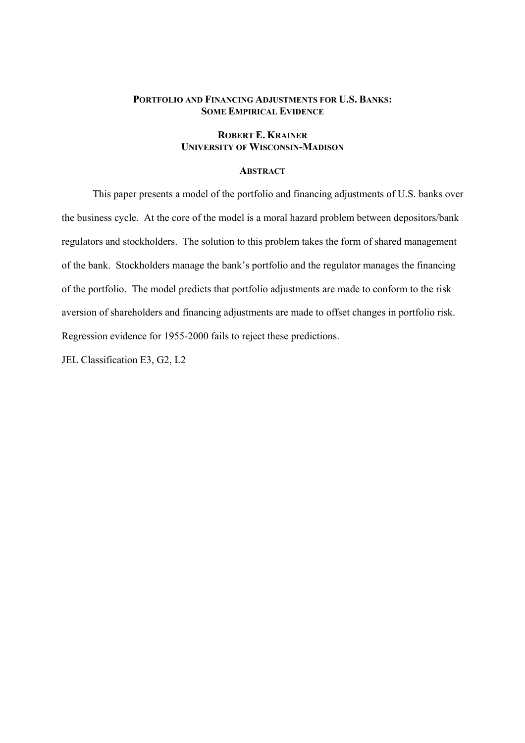**PORTFOLIO AND FINANCING ADJUSTMENTS FOR U.S. BANKS: SOME EMPIRICAL EVIDENCE**

**ROBERT E. KRAINER**
**UNIVERSITY OF WISCONSIN-MADISON**

**ABSTRACT**

This paper presents a model of the portfolio and financing adjustments of U.S. banks over the business cycle. At the core of the model is a moral hazard problem between depositors/bank regulators and stockholders. The solution to this problem takes the form of shared management of the bank. Stockholders manage the bank's portfolio and the regulator manages the financing of the portfolio. The model predicts that portfolio adjustments are made to conform to the risk aversion of shareholders and financing adjustments are made to offset changes in portfolio risk. Regression evidence for 1955-2000 fails to reject these predictions.

JEL Classification E3, G2, L2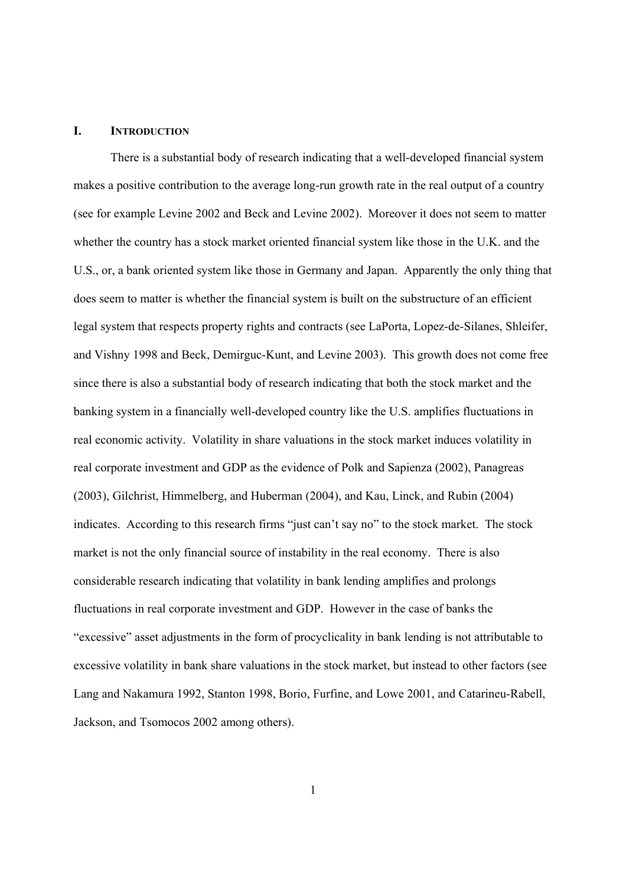# I. INTRODUCTION

There is a substantial body of research indicating that a well-developed financial system makes a positive contribution to the average long-run growth rate in the real output of a country (see for example Levine 2002 and Beck and Levine 2002). Moreover it does not seem to matter whether the country has a stock market oriented financial system like those in the U.K. and the U.S., or, a bank oriented system like those in Germany and Japan. Apparently the only thing that does seem to matter is whether the financial system is built on the substructure of an efficient legal system that respects property rights and contracts (see LaPorta, Lopez-de-Silanes, Shleifer, and Vishny 1998 and Beck, Demirguc-Kunt, and Levine 2003). This growth does not come free since there is also a substantial body of research indicating that both the stock market and the banking system in a financially well-developed country like the U.S. amplifies fluctuations in real economic activity. Volatility in share valuations in the stock market induces volatility in real corporate investment and GDP as the evidence of Polk and Sapienza (2002), Panagreas (2003), Gilchrist, Himmelberg, and Huberman (2004), and Kau, Linck, and Rubin (2004) indicates. According to this research firms "just can't say no" to the stock market. The stock market is not the only financial source of instability in the real economy. There is also considerable research indicating that volatility in bank lending amplifies and prolongs fluctuations in real corporate investment and GDP. However in the case of banks the "excessive" asset adjustments in the form of procyclicality in bank lending is not attributable to excessive volatility in bank share valuations in the stock market, but instead to other factors (see Lang and Nakamura 1992, Stanton 1998, Borio, Furfine, and Lowe 2001, and Catarineu-Rabell, Jackson, and Tsomocos 2002 among others).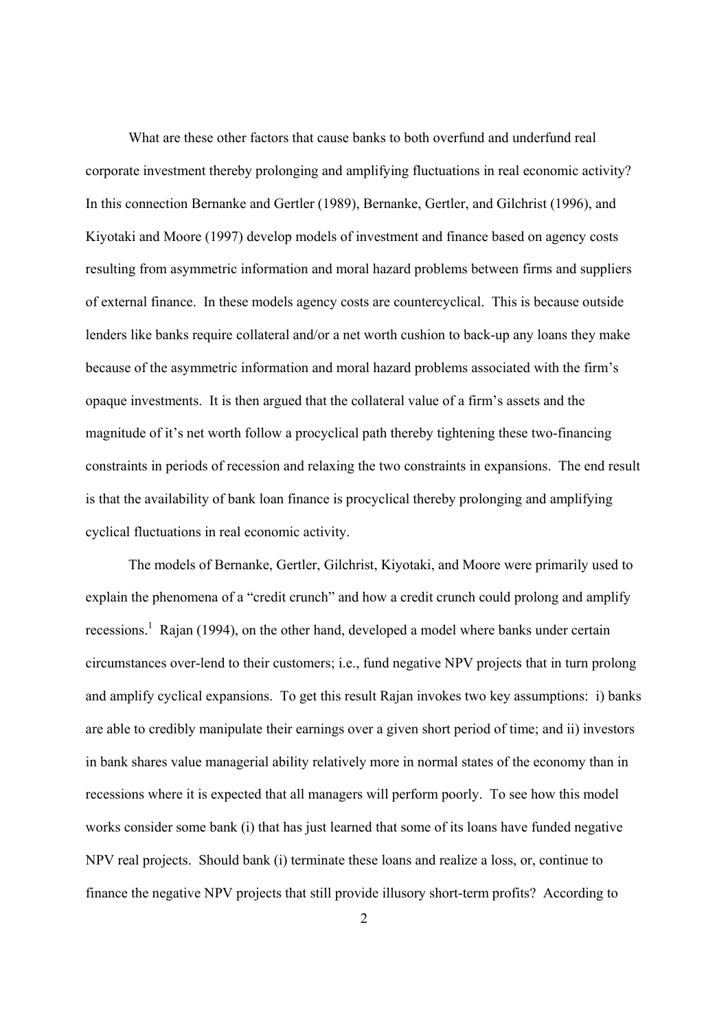What are these other factors that cause banks to both overfund and underfund real corporate investment thereby prolonging and amplifying fluctuations in real economic activity? In this connection Bernanke and Gertler (1989), Bernanke, Gertler, and Gilchrist (1996), and Kiyotaki and Moore (1997) develop models of investment and finance based on agency costs resulting from asymmetric information and moral hazard problems between firms and suppliers of external finance. In these models agency costs are countercyclical. This is because outside lenders like banks require collateral and/or a net worth cushion to back-up any loans they make because of the asymmetric information and moral hazard problems associated with the firm's opaque investments. It is then argued that the collateral value of a firm's assets and the magnitude of it's net worth follow a procyclical path thereby tightening these two-financing constraints in periods of recession and relaxing the two constraints in expansions. The end result is that the availability of bank loan finance is procyclical thereby prolonging and amplifying cyclical fluctuations in real economic activity.

The models of Bernanke, Gertler, Gilchrist, Kiyotaki, and Moore were primarily used to explain the phenomena of a "credit crunch" and how a credit crunch could prolong and amplify recessions.[1] Rajan (1994), on the other hand, developed a model where banks under certain circumstances over-lend to their customers; i.e., fund negative NPV projects that in turn prolong and amplify cyclical expansions. To get this result Rajan invokes two key assumptions: i) banks are able to credibly manipulate their earnings over a given short period of time; and ii) investors in bank shares value managerial ability relatively more in normal states of the economy than in recessions where it is expected that all managers will perform poorly. To see how this model works consider some bank (i) that has just learned that some of its loans have funded negative NPV real projects. Should bank (i) terminate these loans and realize a loss, or, continue to finance the negative NPV projects that still provide illusory short-term profits? According to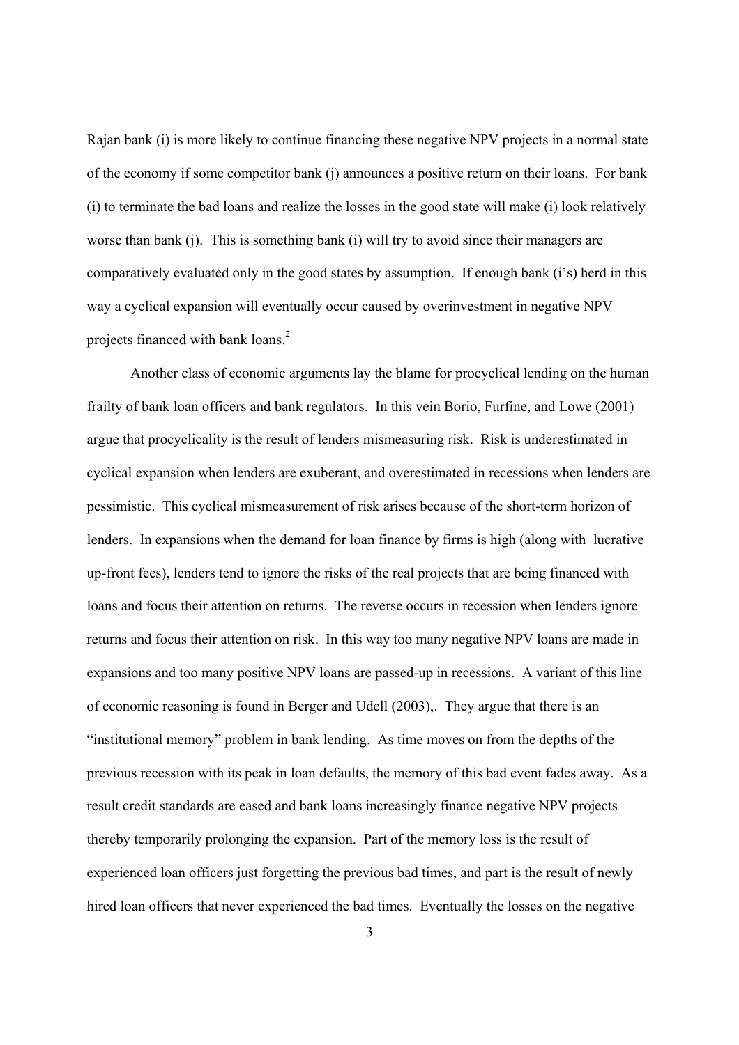Rajan bank (i) is more likely to continue financing these negative NPV projects in a normal state of the economy if some competitor bank (j) announces a positive return on their loans. For bank (i) to terminate the bad loans and realize the losses in the good state will make (i) look relatively worse than bank (j). This is something bank (i) will try to avoid since their managers are comparatively evaluated only in the good states by assumption. If enough bank (i's) herd in this way a cyclical expansion will eventually occur caused by overinvestment in negative NPV projects financed with bank loans.[2]

Another class of economic arguments lay the blame for procyclical lending on the human frailty of bank loan officers and bank regulators. In this vein Borio, Furfine, and Lowe (2001) argue that procyclicality is the result of lenders mismeasuring risk. Risk is underestimated in cyclical expansion when lenders are exuberant, and overestimated in recessions when lenders are pessimistic. This cyclical mismeasurement of risk arises because of the short-term horizon of lenders. In expansions when the demand for loan finance by firms is high (along with lucrative up-front fees), lenders tend to ignore the risks of the real projects that are being financed with loans and focus their attention on returns. The reverse occurs in recession when lenders ignore returns and focus their attention on risk. In this way too many negative NPV loans are made in expansions and too many positive NPV loans are passed-up in recessions. A variant of this line of economic reasoning is found in Berger and Udell (2003),. They argue that there is an "institutional memory" problem in bank lending. As time moves on from the depths of the previous recession with its peak in loan defaults, the memory of this bad event fades away. As a result credit standards are eased and bank loans increasingly finance negative NPV projects thereby temporarily prolonging the expansion. Part of the memory loss is the result of experienced loan officers just forgetting the previous bad times, and part is the result of newly hired loan officers that never experienced the bad times. Eventually the losses on the negative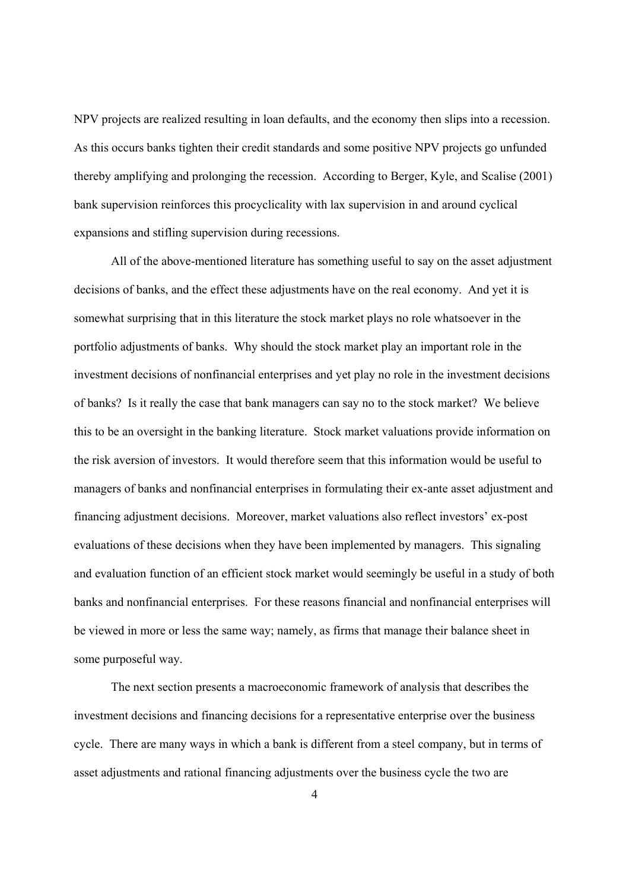NPV projects are realized resulting in loan defaults, and the economy then slips into a recession. As this occurs banks tighten their credit standards and some positive NPV projects go unfunded thereby amplifying and prolonging the recession. According to Berger, Kyle, and Scalise (2001) bank supervision reinforces this procyclicality with lax supervision in and around cyclical expansions and stifling supervision during recessions.

All of the above-mentioned literature has something useful to say on the asset adjustment decisions of banks, and the effect these adjustments have on the real economy. And yet it is somewhat surprising that in this literature the stock market plays no role whatsoever in the portfolio adjustments of banks. Why should the stock market play an important role in the investment decisions of nonfinancial enterprises and yet play no role in the investment decisions of banks? Is it really the case that bank managers can say no to the stock market? We believe this to be an oversight in the banking literature. Stock market valuations provide information on the risk aversion of investors. It would therefore seem that this information would be useful to managers of banks and nonfinancial enterprises in formulating their ex-ante asset adjustment and financing adjustment decisions. Moreover, market valuations also reflect investors' ex-post evaluations of these decisions when they have been implemented by managers. This signaling and evaluation function of an efficient stock market would seemingly be useful in a study of both banks and nonfinancial enterprises. For these reasons financial and nonfinancial enterprises will be viewed in more or less the same way; namely, as firms that manage their balance sheet in some purposeful way.

The next section presents a macroeconomic framework of analysis that describes the investment decisions and financing decisions for a representative enterprise over the business cycle. There are many ways in which a bank is different from a steel company, but in terms of asset adjustments and rational financing adjustments over the business cycle the two are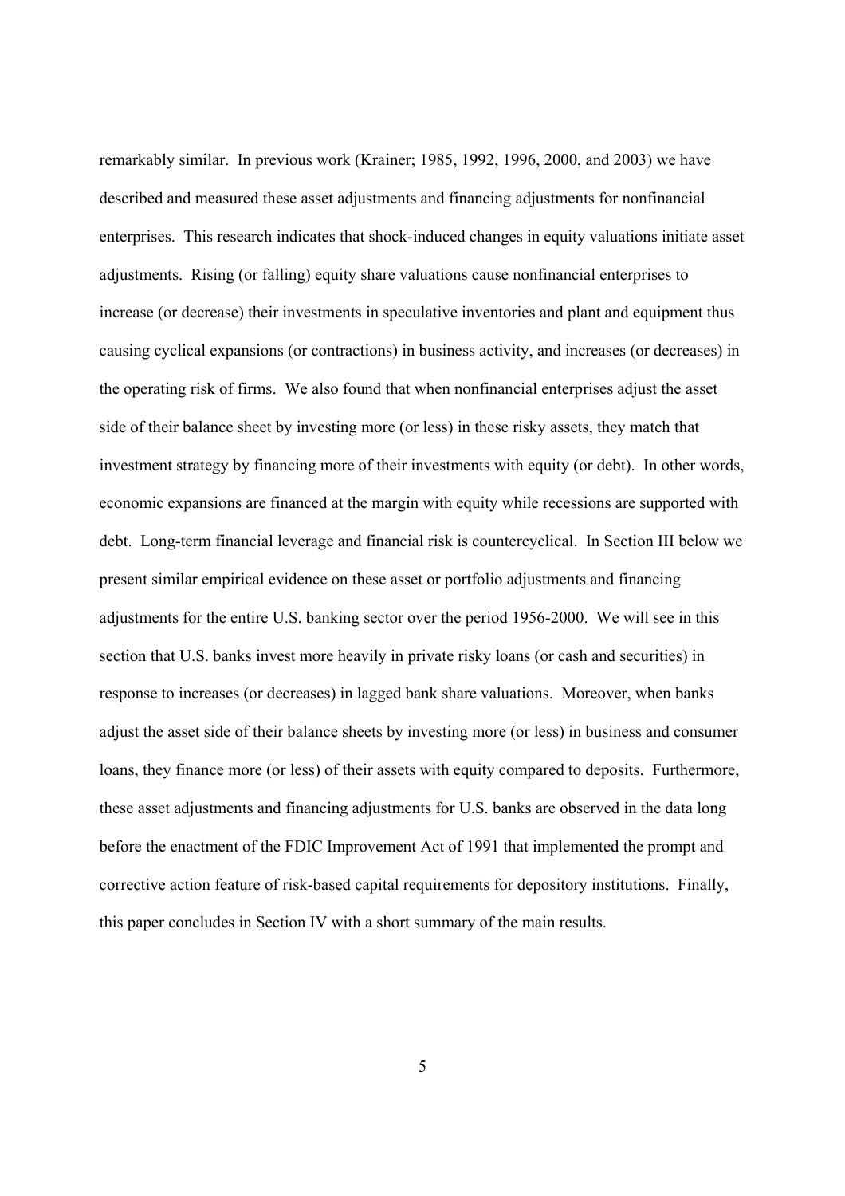remarkably similar. In previous work (Krainer; 1985, 1992, 1996, 2000, and 2003) we have described and measured these asset adjustments and financing adjustments for nonfinancial enterprises. This research indicates that shock-induced changes in equity valuations initiate asset adjustments. Rising (or falling) equity share valuations cause nonfinancial enterprises to increase (or decrease) their investments in speculative inventories and plant and equipment thus causing cyclical expansions (or contractions) in business activity, and increases (or decreases) in the operating risk of firms. We also found that when nonfinancial enterprises adjust the asset side of their balance sheet by investing more (or less) in these risky assets, they match that investment strategy by financing more of their investments with equity (or debt). In other words, economic expansions are financed at the margin with equity while recessions are supported with debt. Long-term financial leverage and financial risk is countercyclical. In Section III below we present similar empirical evidence on these asset or portfolio adjustments and financing adjustments for the entire U.S. banking sector over the period 1956-2000. We will see in this section that U.S. banks invest more heavily in private risky loans (or cash and securities) in response to increases (or decreases) in lagged bank share valuations. Moreover, when banks adjust the asset side of their balance sheets by investing more (or less) in business and consumer loans, they finance more (or less) of their assets with equity compared to deposits. Furthermore, these asset adjustments and financing adjustments for U.S. banks are observed in the data long before the enactment of the FDIC Improvement Act of 1991 that implemented the prompt and corrective action feature of risk-based capital requirements for depository institutions. Finally, this paper concludes in Section IV with a short summary of the main results.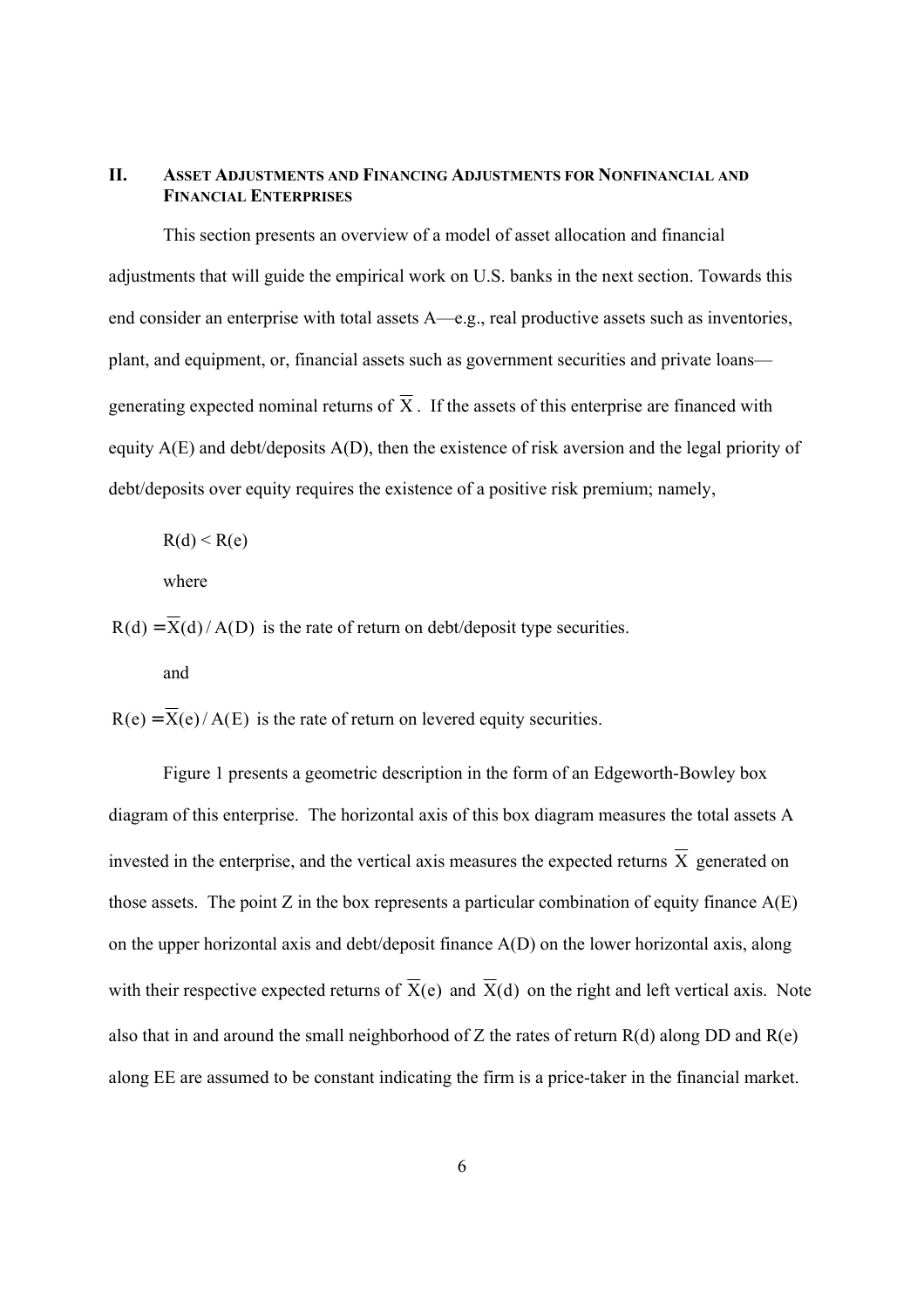## II. ASSET ADJUSTMENTS AND FINANCING ADJUSTMENTS FOR NONFINANCIAL AND FINANCIAL ENTERPRISES

This section presents an overview of a model of asset allocation and financial adjustments that will guide the empirical work on U.S. banks in the next section. Towards this end consider an enterprise with total assets A—e.g., real productive assets such as inventories, plant, and equipment, or, financial assets such as government securities and private loans—generating expected nominal returns of $\overline{X}$. If the assets of this enterprise are financed with equity A(E) and debt/deposits A(D), then the existence of risk aversion and the legal priority of debt/deposits over equity requires the existence of a positive risk premium; namely,

$$R(d) < R(e)$$

where

$R(d) = \overline{X}(d) / A(D)$ is the rate of return on debt/deposit type securities.

and

$R(e) = \overline{X}(e) / A(E)$ is the rate of return on levered equity securities.

Figure 1 presents a geometric description in the form of an Edgeworth-Bowley box diagram of this enterprise. The horizontal axis of this box diagram measures the total assets A invested in the enterprise, and the vertical axis measures the expected returns $\overline{X}$ generated on those assets. The point Z in the box represents a particular combination of equity finance A(E) on the upper horizontal axis and debt/deposit finance A(D) on the lower horizontal axis, along with their respective expected returns of $\overline{X}(e)$ and $\overline{X}(d)$ on the right and left vertical axis. Note also that in and around the small neighborhood of Z the rates of return R(d) along DD and R(e) along EE are assumed to be constant indicating the firm is a price-taker in the financial market.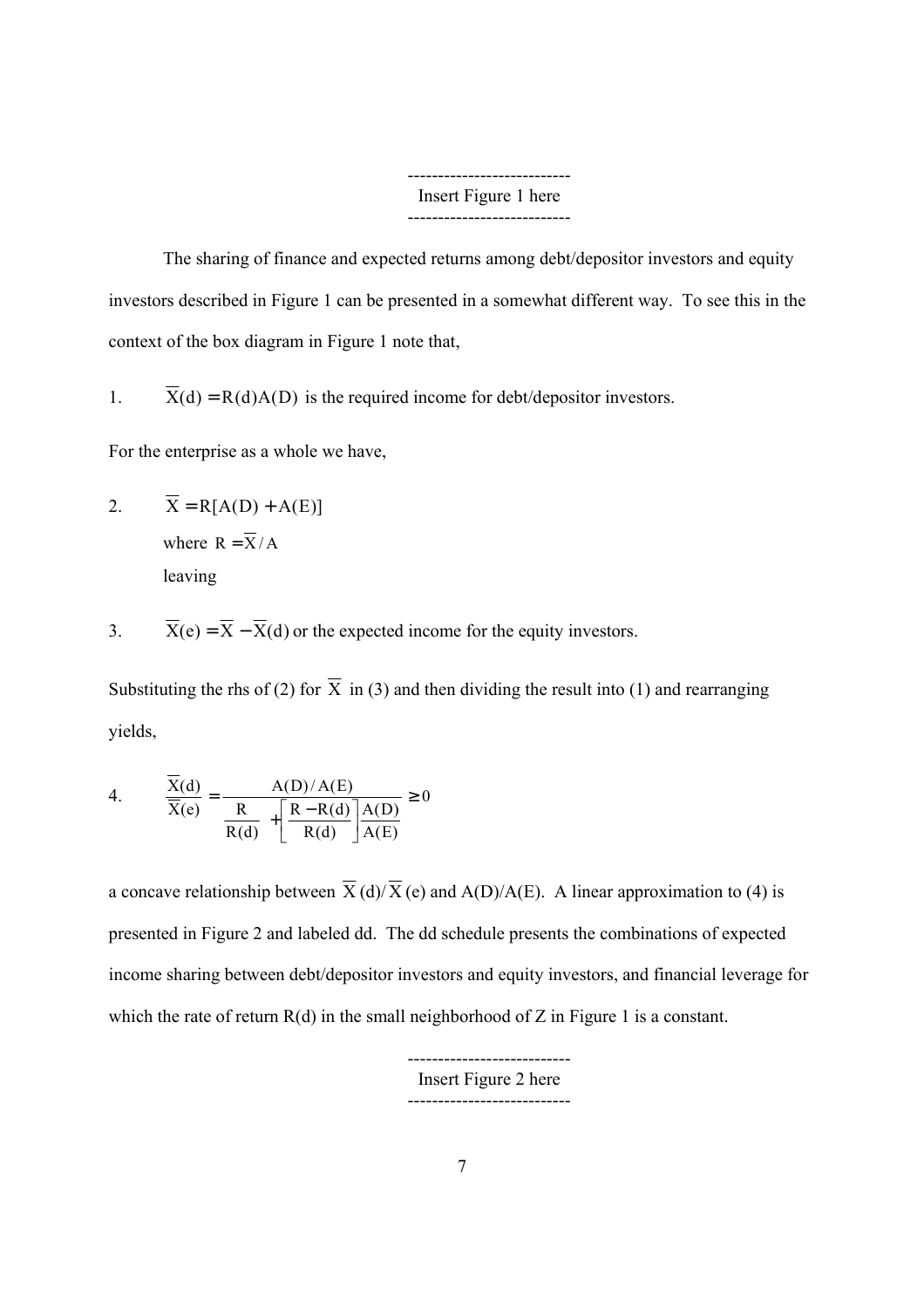---------------------------

Insert Figure 1 here

---------------------------

The sharing of finance and expected returns among debt/depositor investors and equity investors described in Figure 1 can be presented in a somewhat different way. To see this in the context of the box diagram in Figure 1 note that,

1. $\overline{X}(d) = R(d)A(D)$ is the required income for debt/depositor investors.

For the enterprise as a whole we have,

2. $\overline{X} = R[A(D) + A(E)]$

 where $R = \overline{X}/A$

 leaving

3. $\overline{X}(e) = \overline{X} - \overline{X}(d)$ or the expected income for the equity investors.

Substituting the rhs of (2) for $\overline{X}$ in (3) and then dividing the result into (1) and rearranging yields,

4. $$\frac{\overline{X}(d)}{\overline{X}(e)} = \frac{A(D)/A(E)}{\frac{R}{R(d)} + \left[\frac{R - R(d)}{R(d)}\right]\frac{A(D)}{A(E)}} \geq 0$$

a concave relationship between $\overline{X}(d)/\overline{X}(e)$ and A(D)/A(E). A linear approximation to (4) is presented in Figure 2 and labeled dd. The dd schedule presents the combinations of expected income sharing between debt/depositor investors and equity investors, and financial leverage for which the rate of return R(d) in the small neighborhood of Z in Figure 1 is a constant.

---------------------------

Insert Figure 2 here

---------------------------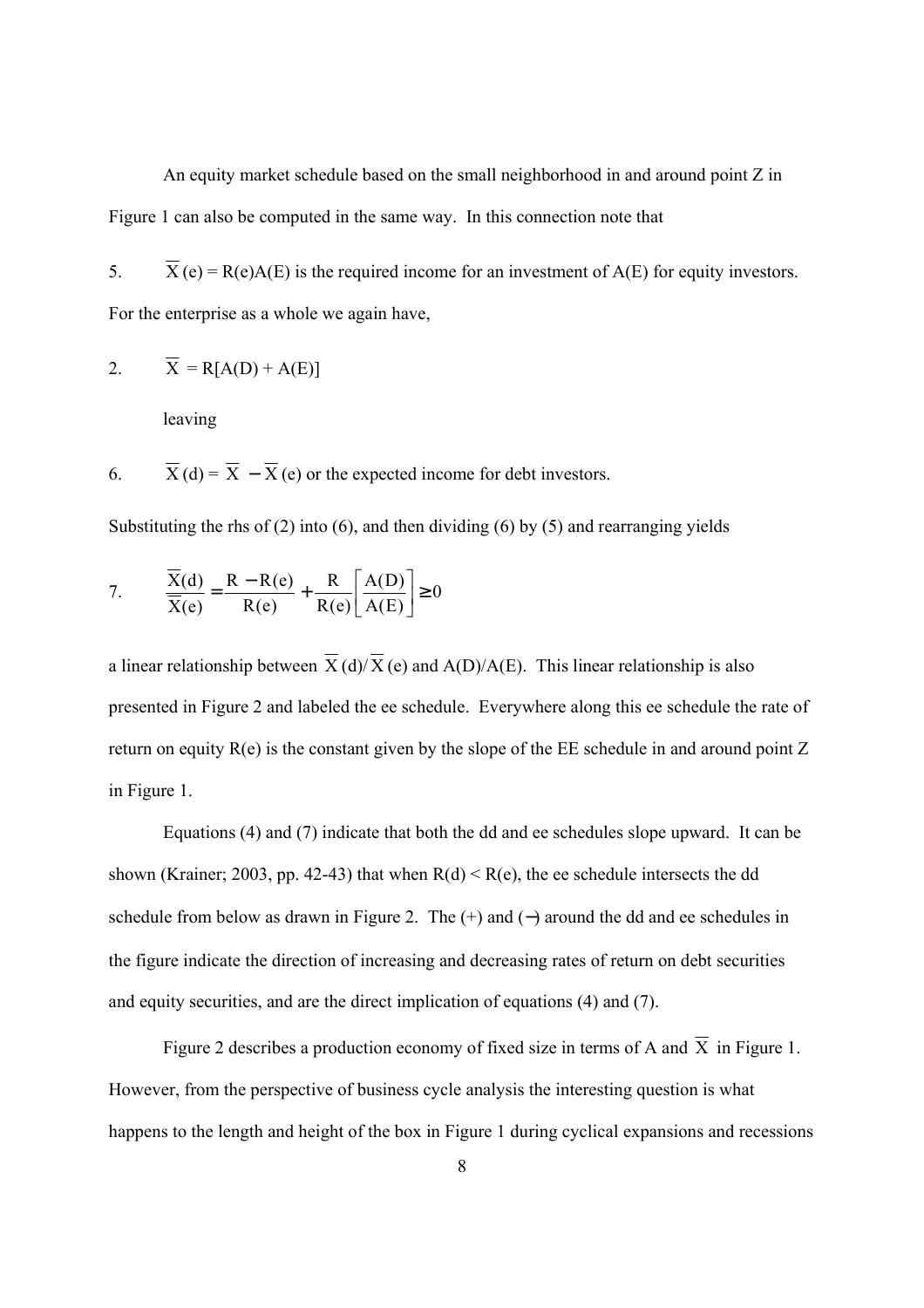An equity market schedule based on the small neighborhood in and around point Z in Figure 1 can also be computed in the same way. In this connection note that

5. $\overline{X}(e) = R(e)A(E)$ is the required income for an investment of A(E) for equity investors.

For the enterprise as a whole we again have,

2. $\overline{X} = R[A(D) + A(E)]$

leaving

6. $\overline{X}(d) = \overline{X} - \overline{X}(e)$ or the expected income for debt investors.

Substituting the rhs of (2) into (6), and then dividing (6) by (5) and rearranging yields

7. $$\frac{\overline{X}(d)}{\overline{X}(e)} = \frac{R - R(e)}{R(e)} + \frac{R}{R(e)}\left[\frac{A(D)}{A(E)}\right] \geq 0$$

a linear relationship between $\overline{X}(d)/\overline{X}(e)$ and A(D)/A(E). This linear relationship is also presented in Figure 2 and labeled the ee schedule. Everywhere along this ee schedule the rate of return on equity R(e) is the constant given by the slope of the EE schedule in and around point Z in Figure 1.

Equations (4) and (7) indicate that both the dd and ee schedules slope upward. It can be shown (Krainer; 2003, pp. 42-43) that when $R(d) < R(e)$, the ee schedule intersects the dd schedule from below as drawn in Figure 2. The (+) and (−) around the dd and ee schedules in the figure indicate the direction of increasing and decreasing rates of return on debt securities and equity securities, and are the direct implication of equations (4) and (7).

Figure 2 describes a production economy of fixed size in terms of A and $\overline{X}$ in Figure 1. However, from the perspective of business cycle analysis the interesting question is what happens to the length and height of the box in Figure 1 during cyclical expansions and recessions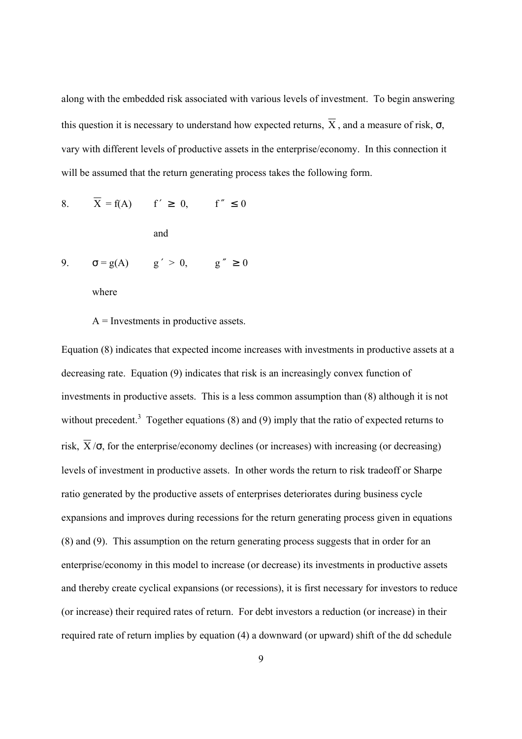along with the embedded risk associated with various levels of investment. To begin answering this question it is necessary to understand how expected returns, $\overline{X}$, and a measure of risk, σ, vary with different levels of productive assets in the enterprise/economy. In this connection it will be assumed that the return generating process takes the following form.

$$8. \qquad \overline{X} = f(A) \qquad f' \geq 0, \qquad f'' \leq 0$$

and

$$9. \qquad \sigma = g(A) \qquad g' > 0, \qquad g'' \geq 0$$

where

A = Investments in productive assets.

Equation (8) indicates that expected income increases with investments in productive assets at a decreasing rate. Equation (9) indicates that risk is an increasingly convex function of investments in productive assets. This is a less common assumption than (8) although it is not without precedent.[3] Together equations (8) and (9) imply that the ratio of expected returns to risk, $\overline{X}/\sigma$, for the enterprise/economy declines (or increases) with increasing (or decreasing) levels of investment in productive assets. In other words the return to risk tradeoff or Sharpe ratio generated by the productive assets of enterprises deteriorates during business cycle expansions and improves during recessions for the return generating process given in equations (8) and (9). This assumption on the return generating process suggests that in order for an enterprise/economy in this model to increase (or decrease) its investments in productive assets and thereby create cyclical expansions (or recessions), it is first necessary for investors to reduce (or increase) their required rates of return. For debt investors a reduction (or increase) in their required rate of return implies by equation (4) a downward (or upward) shift of the dd schedule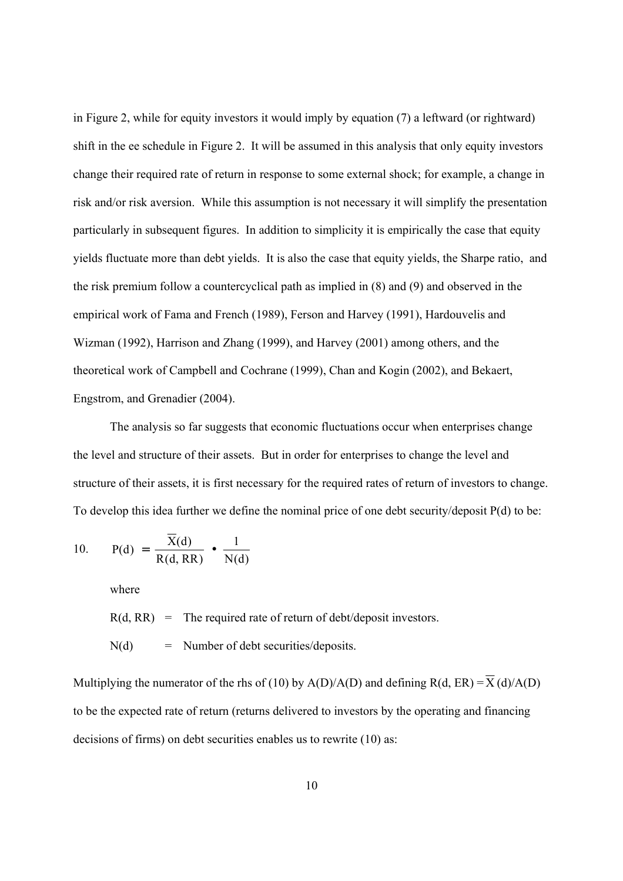in Figure 2, while for equity investors it would imply by equation (7) a leftward (or rightward) shift in the ee schedule in Figure 2. It will be assumed in this analysis that only equity investors change their required rate of return in response to some external shock; for example, a change in risk and/or risk aversion. While this assumption is not necessary it will simplify the presentation particularly in subsequent figures. In addition to simplicity it is empirically the case that equity yields fluctuate more than debt yields. It is also the case that equity yields, the Sharpe ratio, and the risk premium follow a countercyclical path as implied in (8) and (9) and observed in the empirical work of Fama and French (1989), Ferson and Harvey (1991), Hardouvelis and Wizman (1992), Harrison and Zhang (1999), and Harvey (2001) among others, and the theoretical work of Campbell and Cochrane (1999), Chan and Kogin (2002), and Bekaert, Engstrom, and Grenadier (2004).

The analysis so far suggests that economic fluctuations occur when enterprises change the level and structure of their assets. But in order for enterprises to change the level and structure of their assets, it is first necessary for the required rates of return of investors to change. To develop this idea further we define the nominal price of one debt security/deposit P(d) to be:

$$10. \quad P(d) = \frac{\overline{X}(d)}{R(d, RR)} \bullet \frac{1}{N(d)}$$

where

R(d, RR) = The required rate of return of debt/deposit investors.

N(d) = Number of debt securities/deposits.

Multiplying the numerator of the rhs of (10) by A(D)/A(D) and defining $R(d, ER) = \overline{X}(d)/A(D)$ to be the expected rate of return (returns delivered to investors by the operating and financing decisions of firms) on debt securities enables us to rewrite (10) as: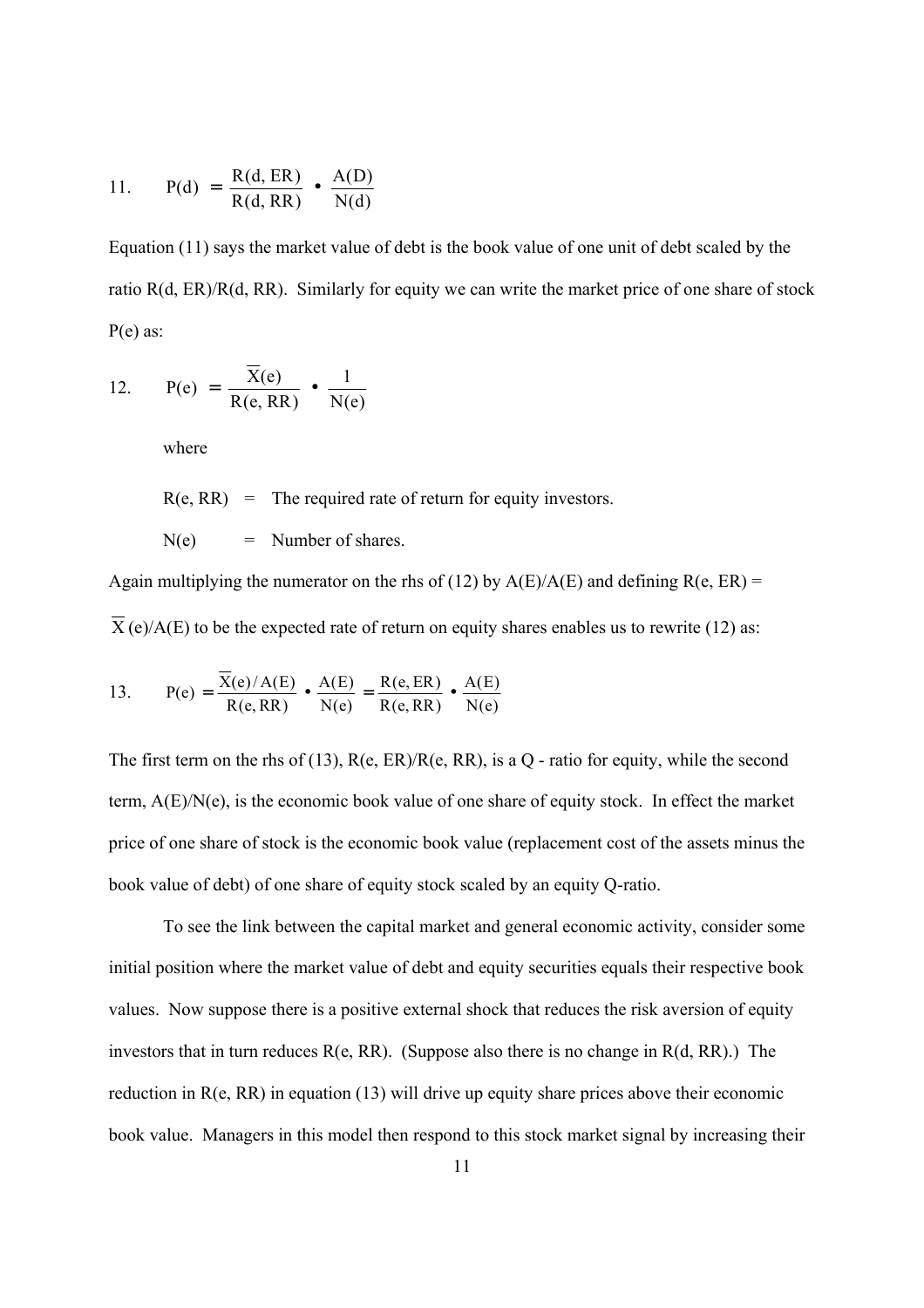$$11. \quad P(d) = \frac{R(d, ER)}{R(d, RR)} \bullet \frac{A(D)}{N(d)}$$

Equation (11) says the market value of debt is the book value of one unit of debt scaled by the ratio R(d, ER)/R(d, RR). Similarly for equity we can write the market price of one share of stock P(e) as:

$$12. \quad P(e) = \frac{\overline{X}(e)}{R(e, RR)} \bullet \frac{1}{N(e)}$$

where

R(e, RR) = The required rate of return for equity investors.

N(e) = Number of shares.

Again multiplying the numerator on the rhs of (12) by A(E)/A(E) and defining R(e, ER) = $\overline{X}$(e)/A(E) to be the expected rate of return on equity shares enables us to rewrite (12) as:

$$13. \quad P(e) = \frac{\overline{X}(e)/A(E)}{R(e, RR)} \bullet \frac{A(E)}{N(e)} = \frac{R(e, ER)}{R(e, RR)} \bullet \frac{A(E)}{N(e)}$$

The first term on the rhs of (13), R(e, ER)/R(e, RR), is a Q - ratio for equity, while the second term, A(E)/N(e), is the economic book value of one share of equity stock. In effect the market price of one share of stock is the economic book value (replacement cost of the assets minus the book value of debt) of one share of equity stock scaled by an equity Q-ratio.

To see the link between the capital market and general economic activity, consider some initial position where the market value of debt and equity securities equals their respective book values. Now suppose there is a positive external shock that reduces the risk aversion of equity investors that in turn reduces R(e, RR). (Suppose also there is no change in R(d, RR).) The reduction in R(e, RR) in equation (13) will drive up equity share prices above their economic book value. Managers in this model then respond to this stock market signal by increasing their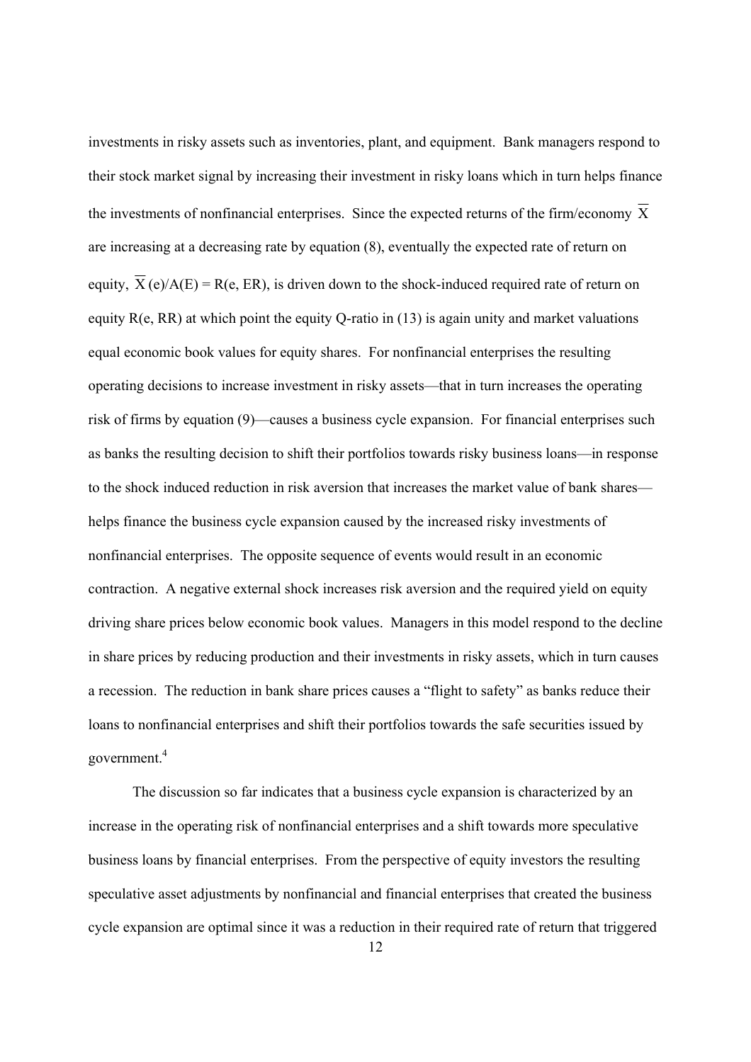investments in risky assets such as inventories, plant, and equipment. Bank managers respond to their stock market signal by increasing their investment in risky loans which in turn helps finance the investments of nonfinancial enterprises. Since the expected returns of the firm/economy $\overline{X}$ are increasing at a decreasing rate by equation (8), eventually the expected rate of return on equity, $\overline{X}(e)/A(E) = R(e, ER)$, is driven down to the shock-induced required rate of return on equity $R(e, RR)$ at which point the equity Q-ratio in (13) is again unity and market valuations equal economic book values for equity shares. For nonfinancial enterprises the resulting operating decisions to increase investment in risky assets—that in turn increases the operating risk of firms by equation (9)—causes a business cycle expansion. For financial enterprises such as banks the resulting decision to shift their portfolios towards risky business loans—in response to the shock induced reduction in risk aversion that increases the market value of bank shares—helps finance the business cycle expansion caused by the increased risky investments of nonfinancial enterprises. The opposite sequence of events would result in an economic contraction. A negative external shock increases risk aversion and the required yield on equity driving share prices below economic book values. Managers in this model respond to the decline in share prices by reducing production and their investments in risky assets, which in turn causes a recession. The reduction in bank share prices causes a "flight to safety" as banks reduce their loans to nonfinancial enterprises and shift their portfolios towards the safe securities issued by government.[4]

The discussion so far indicates that a business cycle expansion is characterized by an increase in the operating risk of nonfinancial enterprises and a shift towards more speculative business loans by financial enterprises. From the perspective of equity investors the resulting speculative asset adjustments by nonfinancial and financial enterprises that created the business cycle expansion are optimal since it was a reduction in their required rate of return that triggered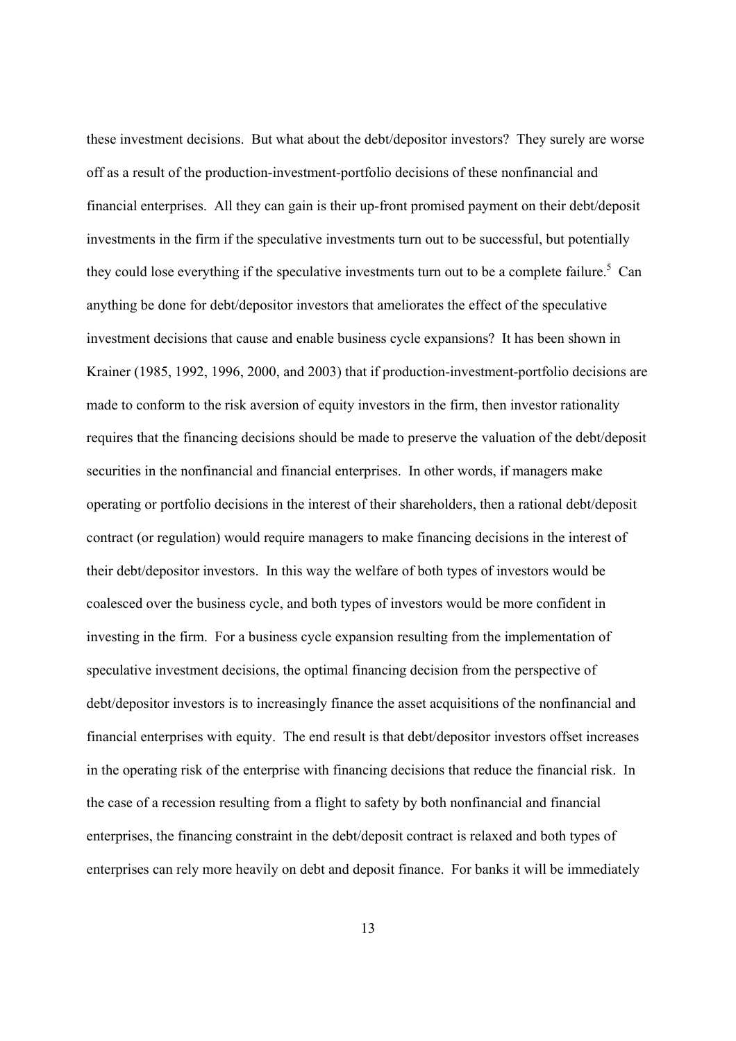these investment decisions. But what about the debt/depositor investors? They surely are worse off as a result of the production-investment-portfolio decisions of these nonfinancial and financial enterprises. All they can gain is their up-front promised payment on their debt/deposit investments in the firm if the speculative investments turn out to be successful, but potentially they could lose everything if the speculative investments turn out to be a complete failure.[5] Can anything be done for debt/depositor investors that ameliorates the effect of the speculative investment decisions that cause and enable business cycle expansions? It has been shown in Krainer (1985, 1992, 1996, 2000, and 2003) that if production-investment-portfolio decisions are made to conform to the risk aversion of equity investors in the firm, then investor rationality requires that the financing decisions should be made to preserve the valuation of the debt/deposit securities in the nonfinancial and financial enterprises. In other words, if managers make operating or portfolio decisions in the interest of their shareholders, then a rational debt/deposit contract (or regulation) would require managers to make financing decisions in the interest of their debt/depositor investors. In this way the welfare of both types of investors would be coalesced over the business cycle, and both types of investors would be more confident in investing in the firm. For a business cycle expansion resulting from the implementation of speculative investment decisions, the optimal financing decision from the perspective of debt/depositor investors is to increasingly finance the asset acquisitions of the nonfinancial and financial enterprises with equity. The end result is that debt/depositor investors offset increases in the operating risk of the enterprise with financing decisions that reduce the financial risk. In the case of a recession resulting from a flight to safety by both nonfinancial and financial enterprises, the financing constraint in the debt/deposit contract is relaxed and both types of enterprises can rely more heavily on debt and deposit finance. For banks it will be immediately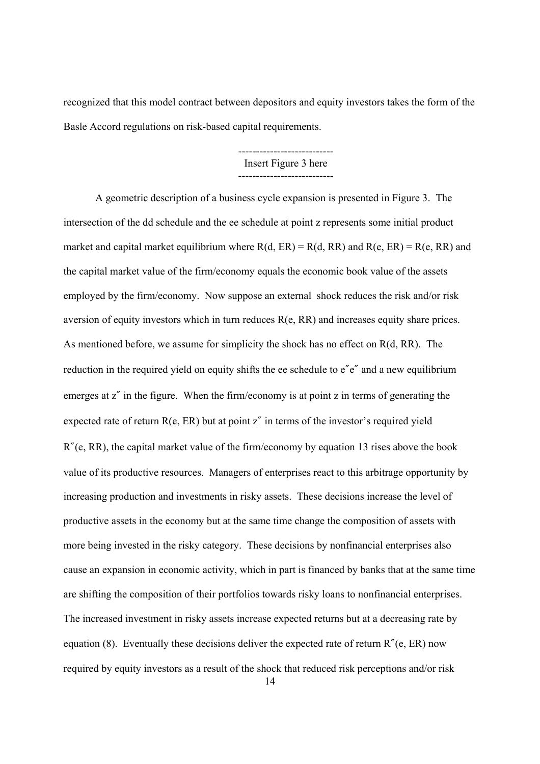recognized that this model contract between depositors and equity investors takes the form of the Basle Accord regulations on risk-based capital requirements.

---------------------------
Insert Figure 3 here
---------------------------

A geometric description of a business cycle expansion is presented in Figure 3. The intersection of the dd schedule and the ee schedule at point z represents some initial product market and capital market equilibrium where R(d, ER) = R(d, RR) and R(e, ER) = R(e, RR) and the capital market value of the firm/economy equals the economic book value of the assets employed by the firm/economy. Now suppose an external shock reduces the risk and/or risk aversion of equity investors which in turn reduces R(e, RR) and increases equity share prices. As mentioned before, we assume for simplicity the shock has no effect on R(d, RR). The reduction in the required yield on equity shifts the ee schedule to e″e″ and a new equilibrium emerges at z″ in the figure. When the firm/economy is at point z in terms of generating the expected rate of return R(e, ER) but at point z″ in terms of the investor's required yield R″(e, RR), the capital market value of the firm/economy by equation 13 rises above the book value of its productive resources. Managers of enterprises react to this arbitrage opportunity by increasing production and investments in risky assets. These decisions increase the level of productive assets in the economy but at the same time change the composition of assets with more being invested in the risky category. These decisions by nonfinancial enterprises also cause an expansion in economic activity, which in part is financed by banks that at the same time are shifting the composition of their portfolios towards risky loans to nonfinancial enterprises. The increased investment in risky assets increase expected returns but at a decreasing rate by equation (8). Eventually these decisions deliver the expected rate of return R″(e, ER) now required by equity investors as a result of the shock that reduced risk perceptions and/or risk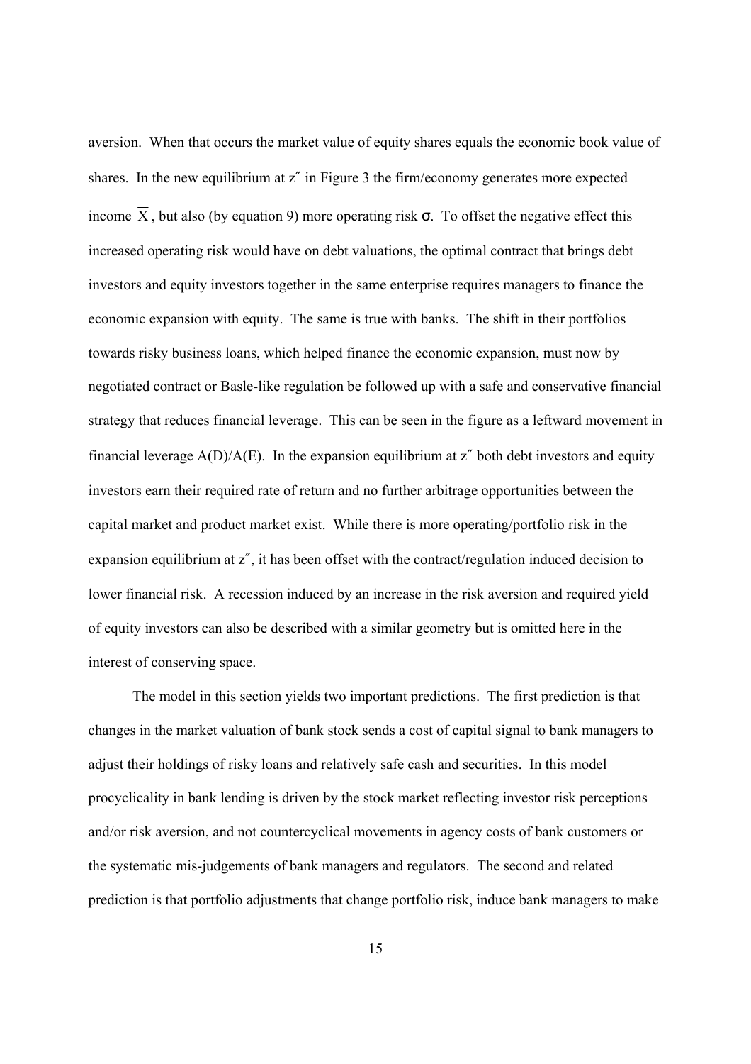aversion. When that occurs the market value of equity shares equals the economic book value of shares. In the new equilibrium at z″ in Figure 3 the firm/economy generates more expected income $\overline{X}$, but also (by equation 9) more operating risk $\sigma$. To offset the negative effect this increased operating risk would have on debt valuations, the optimal contract that brings debt investors and equity investors together in the same enterprise requires managers to finance the economic expansion with equity. The same is true with banks. The shift in their portfolios towards risky business loans, which helped finance the economic expansion, must now by negotiated contract or Basle-like regulation be followed up with a safe and conservative financial strategy that reduces financial leverage. This can be seen in the figure as a leftward movement in financial leverage A(D)/A(E). In the expansion equilibrium at z″ both debt investors and equity investors earn their required rate of return and no further arbitrage opportunities between the capital market and product market exist. While there is more operating/portfolio risk in the expansion equilibrium at z″, it has been offset with the contract/regulation induced decision to lower financial risk. A recession induced by an increase in the risk aversion and required yield of equity investors can also be described with a similar geometry but is omitted here in the interest of conserving space.

The model in this section yields two important predictions. The first prediction is that changes in the market valuation of bank stock sends a cost of capital signal to bank managers to adjust their holdings of risky loans and relatively safe cash and securities. In this model procyclicality in bank lending is driven by the stock market reflecting investor risk perceptions and/or risk aversion, and not countercyclical movements in agency costs of bank customers or the systematic mis-judgements of bank managers and regulators. The second and related prediction is that portfolio adjustments that change portfolio risk, induce bank managers to make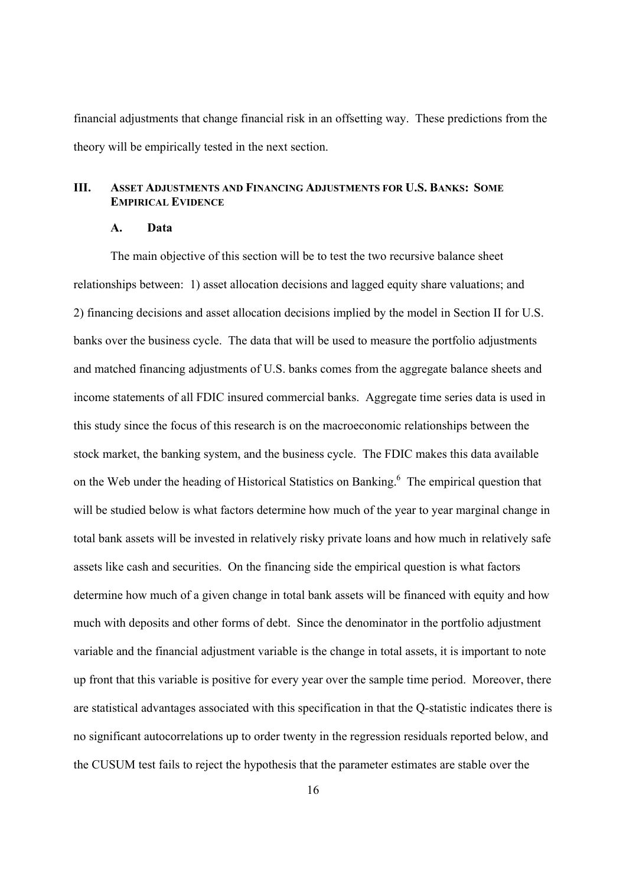financial adjustments that change financial risk in an offsetting way. These predictions from the theory will be empirically tested in the next section.

## III. Asset Adjustments and Financing Adjustments for U.S. Banks: Some Empirical Evidence

### A. Data

The main objective of this section will be to test the two recursive balance sheet relationships between: 1) asset allocation decisions and lagged equity share valuations; and 2) financing decisions and asset allocation decisions implied by the model in Section II for U.S. banks over the business cycle. The data that will be used to measure the portfolio adjustments and matched financing adjustments of U.S. banks comes from the aggregate balance sheets and income statements of all FDIC insured commercial banks. Aggregate time series data is used in this study since the focus of this research is on the macroeconomic relationships between the stock market, the banking system, and the business cycle. The FDIC makes this data available on the Web under the heading of Historical Statistics on Banking.[6] The empirical question that will be studied below is what factors determine how much of the year to year marginal change in total bank assets will be invested in relatively risky private loans and how much in relatively safe assets like cash and securities. On the financing side the empirical question is what factors determine how much of a given change in total bank assets will be financed with equity and how much with deposits and other forms of debt. Since the denominator in the portfolio adjustment variable and the financial adjustment variable is the change in total assets, it is important to note up front that this variable is positive for every year over the sample time period. Moreover, there are statistical advantages associated with this specification in that the Q-statistic indicates there is no significant autocorrelations up to order twenty in the regression residuals reported below, and the CUSUM test fails to reject the hypothesis that the parameter estimates are stable over the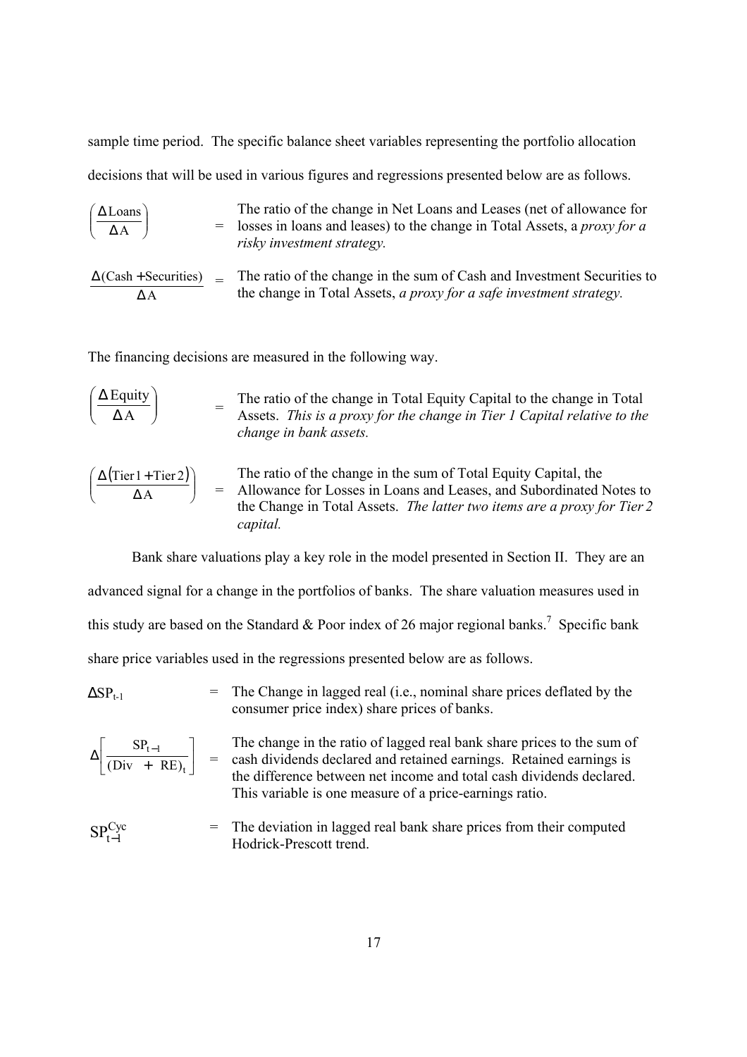sample time period. The specific balance sheet variables representing the portfolio allocation decisions that will be used in various figures and regressions presented below are as follows.

$\left(\frac{\Delta \text{Loans}}{\Delta \text{A}}\right)$ = The ratio of the change in Net Loans and Leases (net of allowance for losses in loans and leases) to the change in Total Assets, a *proxy for a risky investment strategy.*

$\frac{\Delta(\text{Cash} + \text{Securities})}{\Delta \text{A}}$ = The ratio of the change in the sum of Cash and Investment Securities to the change in Total Assets, *a proxy for a safe investment strategy.*

The financing decisions are measured in the following way.

$\left(\frac{\Delta \text{Equity}}{\Delta \text{A}}\right)$ = The ratio of the change in Total Equity Capital to the change in Total Assets. *This is a proxy for the change in Tier 1 Capital relative to the change in bank assets.*

$\left(\frac{\Delta(\text{Tier}1 + \text{Tier}2)}{\Delta \text{A}}\right)$ = The ratio of the change in the sum of Total Equity Capital, the Allowance for Losses in Loans and Leases, and Subordinated Notes to the Change in Total Assets. *The latter two items are a proxy for Tier 2 capital.*

Bank share valuations play a key role in the model presented in Section II. They are an advanced signal for a change in the portfolios of banks. The share valuation measures used in this study are based on the Standard & Poor index of 26 major regional banks.[7] Specific bank share price variables used in the regressions presented below are as follows.

$\Delta SP_{t-1}$ = The Change in lagged real (i.e., nominal share prices deflated by the consumer price index) share prices of banks.

$\Delta\left[\frac{SP_{t-1}}{(\text{Div} + \text{RE})_t}\right]$ = The change in the ratio of lagged real bank share prices to the sum of cash dividends declared and retained earnings. Retained earnings is the difference between net income and total cash dividends declared. This variable is one measure of a price-earnings ratio.

$SP_{t-1}^{Cyc}$ = The deviation in lagged real bank share prices from their computed Hodrick-Prescott trend.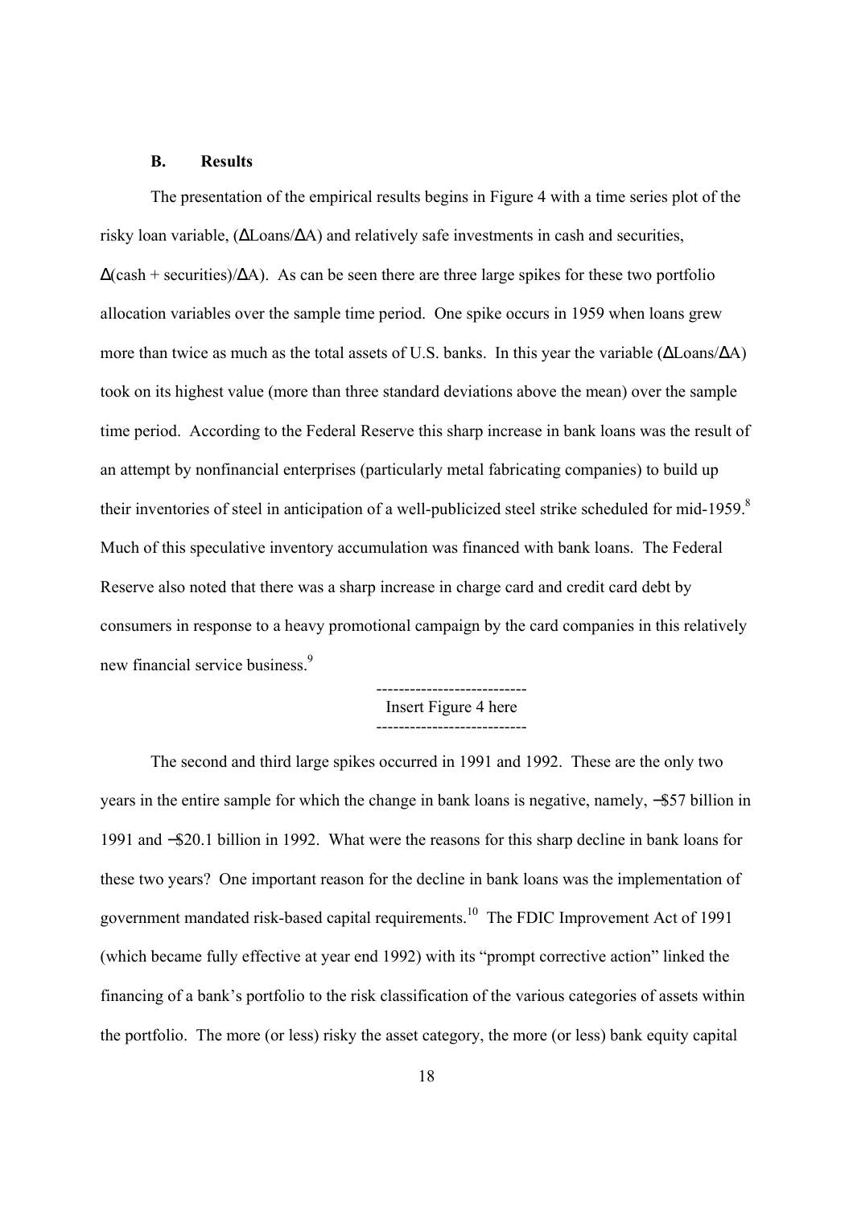### B. Results

The presentation of the empirical results begins in Figure 4 with a time series plot of the risky loan variable, ($\Delta$Loans/$\Delta$A) and relatively safe investments in cash and securities, $\Delta$(cash + securities)/$\Delta$A). As can be seen there are three large spikes for these two portfolio allocation variables over the sample time period. One spike occurs in 1959 when loans grew more than twice as much as the total assets of U.S. banks. In this year the variable ($\Delta$Loans/$\Delta$A) took on its highest value (more than three standard deviations above the mean) over the sample time period. According to the Federal Reserve this sharp increase in bank loans was the result of an attempt by nonfinancial enterprises (particularly metal fabricating companies) to build up their inventories of steel in anticipation of a well-publicized steel strike scheduled for mid-1959.[8] Much of this speculative inventory accumulation was financed with bank loans. The Federal Reserve also noted that there was a sharp increase in charge card and credit card debt by consumers in response to a heavy promotional campaign by the card companies in this relatively new financial service business.[9]

---------------------------
Insert Figure 4 here
---------------------------

The second and third large spikes occurred in 1991 and 1992. These are the only two years in the entire sample for which the change in bank loans is negative, namely, −$57 billion in 1991 and −$20.1 billion in 1992. What were the reasons for this sharp decline in bank loans for these two years? One important reason for the decline in bank loans was the implementation of government mandated risk-based capital requirements.[10] The FDIC Improvement Act of 1991 (which became fully effective at year end 1992) with its "prompt corrective action" linked the financing of a bank's portfolio to the risk classification of the various categories of assets within the portfolio. The more (or less) risky the asset category, the more (or less) bank equity capital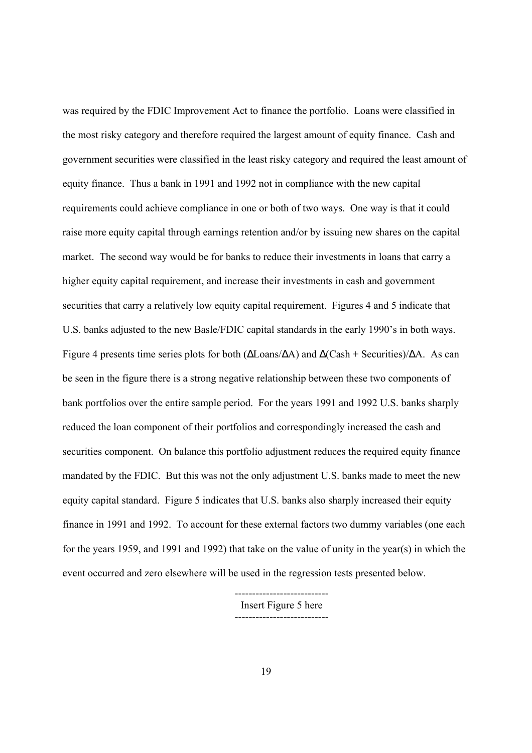was required by the FDIC Improvement Act to finance the portfolio. Loans were classified in the most risky category and therefore required the largest amount of equity finance. Cash and government securities were classified in the least risky category and required the least amount of equity finance. Thus a bank in 1991 and 1992 not in compliance with the new capital requirements could achieve compliance in one or both of two ways. One way is that it could raise more equity capital through earnings retention and/or by issuing new shares on the capital market. The second way would be for banks to reduce their investments in loans that carry a higher equity capital requirement, and increase their investments in cash and government securities that carry a relatively low equity capital requirement. Figures 4 and 5 indicate that U.S. banks adjusted to the new Basle/FDIC capital standards in the early 1990's in both ways. Figure 4 presents time series plots for both ($\Delta$Loans/$\Delta$A) and $\Delta$(Cash + Securities)/$\Delta$A. As can be seen in the figure there is a strong negative relationship between these two components of bank portfolios over the entire sample period. For the years 1991 and 1992 U.S. banks sharply reduced the loan component of their portfolios and correspondingly increased the cash and securities component. On balance this portfolio adjustment reduces the required equity finance mandated by the FDIC. But this was not the only adjustment U.S. banks made to meet the new equity capital standard. Figure 5 indicates that U.S. banks also sharply increased their equity finance in 1991 and 1992. To account for these external factors two dummy variables (one each for the years 1959, and 1991 and 1992) that take on the value of unity in the year(s) in which the event occurred and zero elsewhere will be used in the regression tests presented below.

---------------------------
Insert Figure 5 here
---------------------------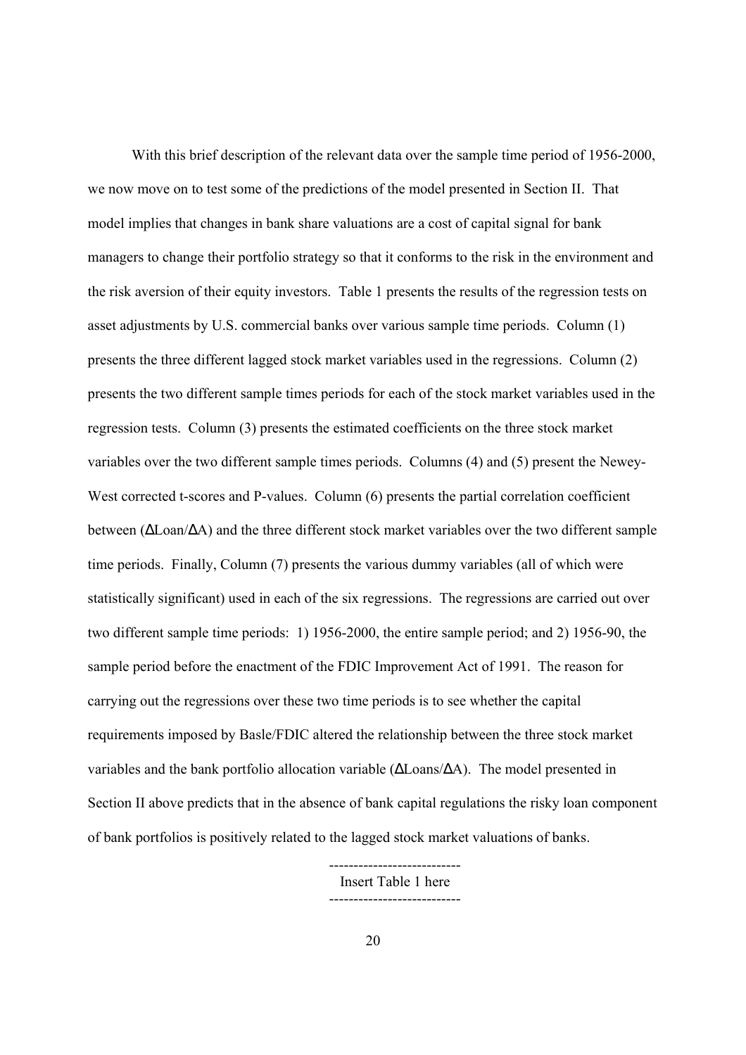With this brief description of the relevant data over the sample time period of 1956-2000, we now move on to test some of the predictions of the model presented in Section II. That model implies that changes in bank share valuations are a cost of capital signal for bank managers to change their portfolio strategy so that it conforms to the risk in the environment and the risk aversion of their equity investors. Table 1 presents the results of the regression tests on asset adjustments by U.S. commercial banks over various sample time periods. Column (1) presents the three different lagged stock market variables used in the regressions. Column (2) presents the two different sample times periods for each of the stock market variables used in the regression tests. Column (3) presents the estimated coefficients on the three stock market variables over the two different sample times periods. Columns (4) and (5) present the Newey-West corrected t-scores and P-values. Column (6) presents the partial correlation coefficient between ($\Delta$Loan/$\Delta$A) and the three different stock market variables over the two different sample time periods. Finally, Column (7) presents the various dummy variables (all of which were statistically significant) used in each of the six regressions. The regressions are carried out over two different sample time periods: 1) 1956-2000, the entire sample period; and 2) 1956-90, the sample period before the enactment of the FDIC Improvement Act of 1991. The reason for carrying out the regressions over these two time periods is to see whether the capital requirements imposed by Basle/FDIC altered the relationship between the three stock market variables and the bank portfolio allocation variable ($\Delta$Loans/$\Delta$A). The model presented in Section II above predicts that in the absence of bank capital regulations the risky loan component of bank portfolios is positively related to the lagged stock market valuations of banks.

---------------------------
Insert Table 1 here
---------------------------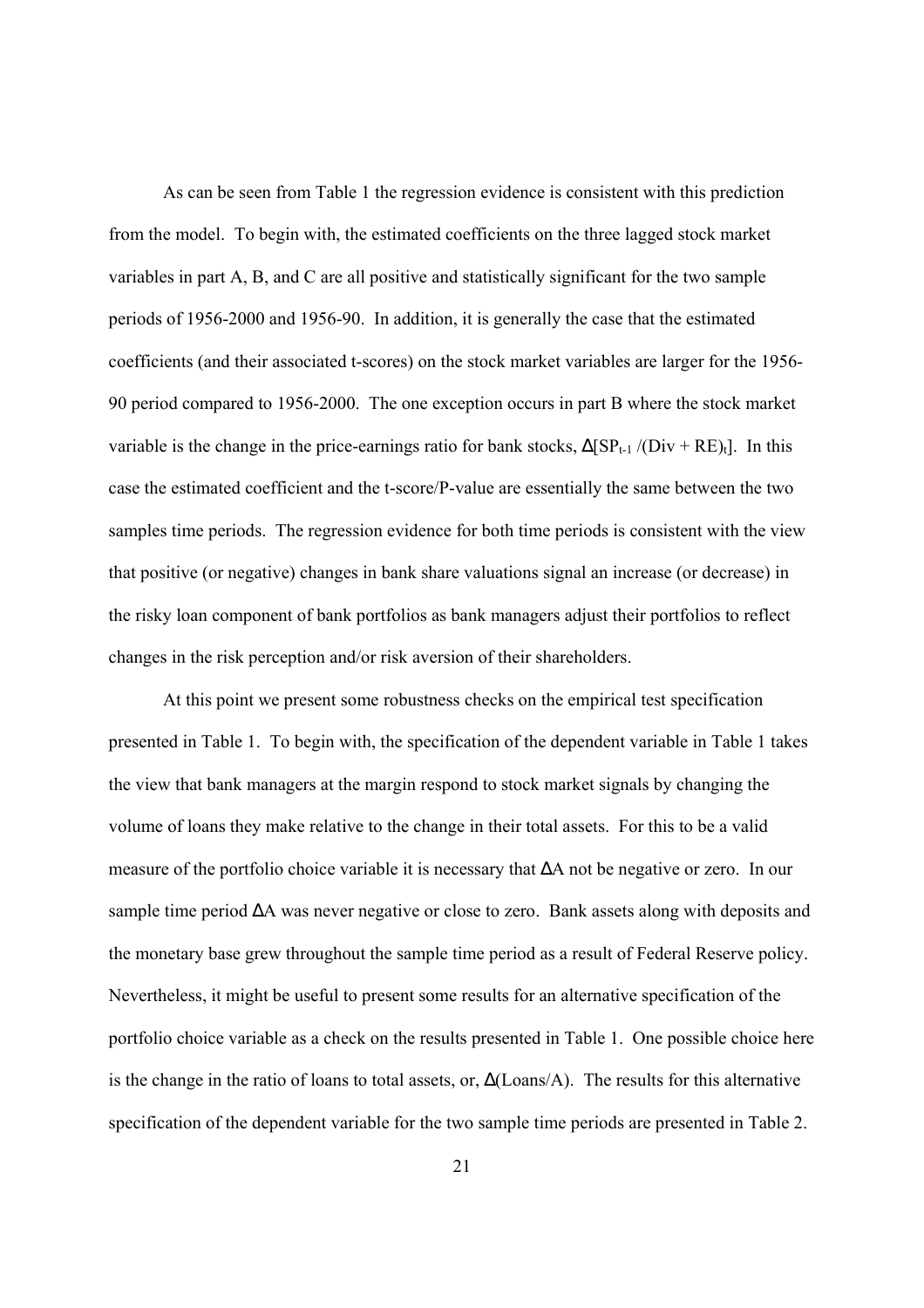As can be seen from Table 1 the regression evidence is consistent with this prediction from the model. To begin with, the estimated coefficients on the three lagged stock market variables in part A, B, and C are all positive and statistically significant for the two sample periods of 1956-2000 and 1956-90. In addition, it is generally the case that the estimated coefficients (and their associated t-scores) on the stock market variables are larger for the 1956-90 period compared to 1956-2000. The one exception occurs in part B where the stock market variable is the change in the price-earnings ratio for bank stocks, $\Delta[SP_{t-1} /(Div + RE)_t]$. In this case the estimated coefficient and the t-score/P-value are essentially the same between the two samples time periods. The regression evidence for both time periods is consistent with the view that positive (or negative) changes in bank share valuations signal an increase (or decrease) in the risky loan component of bank portfolios as bank managers adjust their portfolios to reflect changes in the risk perception and/or risk aversion of their shareholders.

At this point we present some robustness checks on the empirical test specification presented in Table 1. To begin with, the specification of the dependent variable in Table 1 takes the view that bank managers at the margin respond to stock market signals by changing the volume of loans they make relative to the change in their total assets. For this to be a valid measure of the portfolio choice variable it is necessary that $\Delta A$ not be negative or zero. In our sample time period $\Delta A$ was never negative or close to zero. Bank assets along with deposits and the monetary base grew throughout the sample time period as a result of Federal Reserve policy. Nevertheless, it might be useful to present some results for an alternative specification of the portfolio choice variable as a check on the results presented in Table 1. One possible choice here is the change in the ratio of loans to total assets, or, $\Delta(Loans/A)$. The results for this alternative specification of the dependent variable for the two sample time periods are presented in Table 2.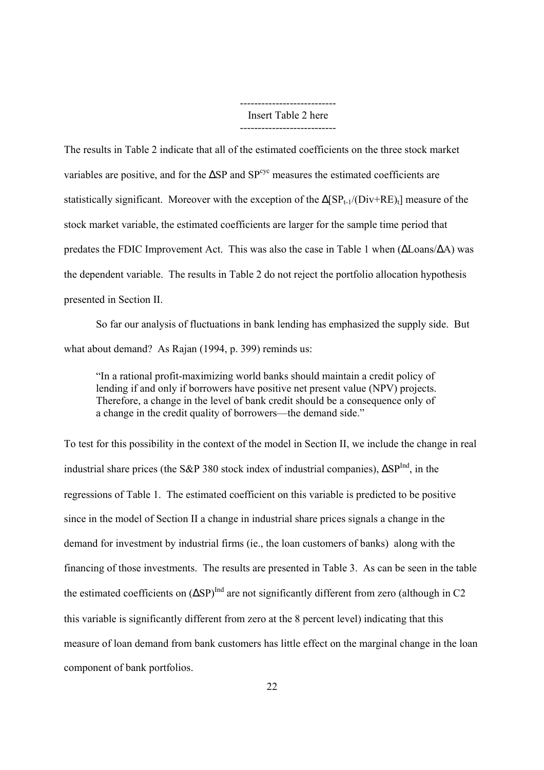---------------------------
Insert Table 2 here
---------------------------

The results in Table 2 indicate that all of the estimated coefficients on the three stock market variables are positive, and for the $\Delta$SP and $SP^{cyc}$ measures the estimated coefficients are statistically significant. Moreover with the exception of the $\Delta[SP_{t-1}/(Div+RE)_t]$ measure of the stock market variable, the estimated coefficients are larger for the sample time period that predates the FDIC Improvement Act. This was also the case in Table 1 when ($\Delta$Loans/$\Delta$A) was the dependent variable. The results in Table 2 do not reject the portfolio allocation hypothesis presented in Section II.

So far our analysis of fluctuations in bank lending has emphasized the supply side. But what about demand? As Rajan (1994, p. 399) reminds us:

> "In a rational profit-maximizing world banks should maintain a credit policy of lending if and only if borrowers have positive net present value (NPV) projects. Therefore, a change in the level of bank credit should be a consequence only of a change in the credit quality of borrowers—the demand side."

To test for this possibility in the context of the model in Section II, we include the change in real industrial share prices (the S&P 380 stock index of industrial companies), $\Delta SP^{Ind}$, in the regressions of Table 1. The estimated coefficient on this variable is predicted to be positive since in the model of Section II a change in industrial share prices signals a change in the demand for investment by industrial firms (ie., the loan customers of banks) along with the financing of those investments. The results are presented in Table 3. As can be seen in the table the estimated coefficients on $(\Delta SP)^{Ind}$ are not significantly different from zero (although in C2 this variable is significantly different from zero at the 8 percent level) indicating that this measure of loan demand from bank customers has little effect on the marginal change in the loan component of bank portfolios.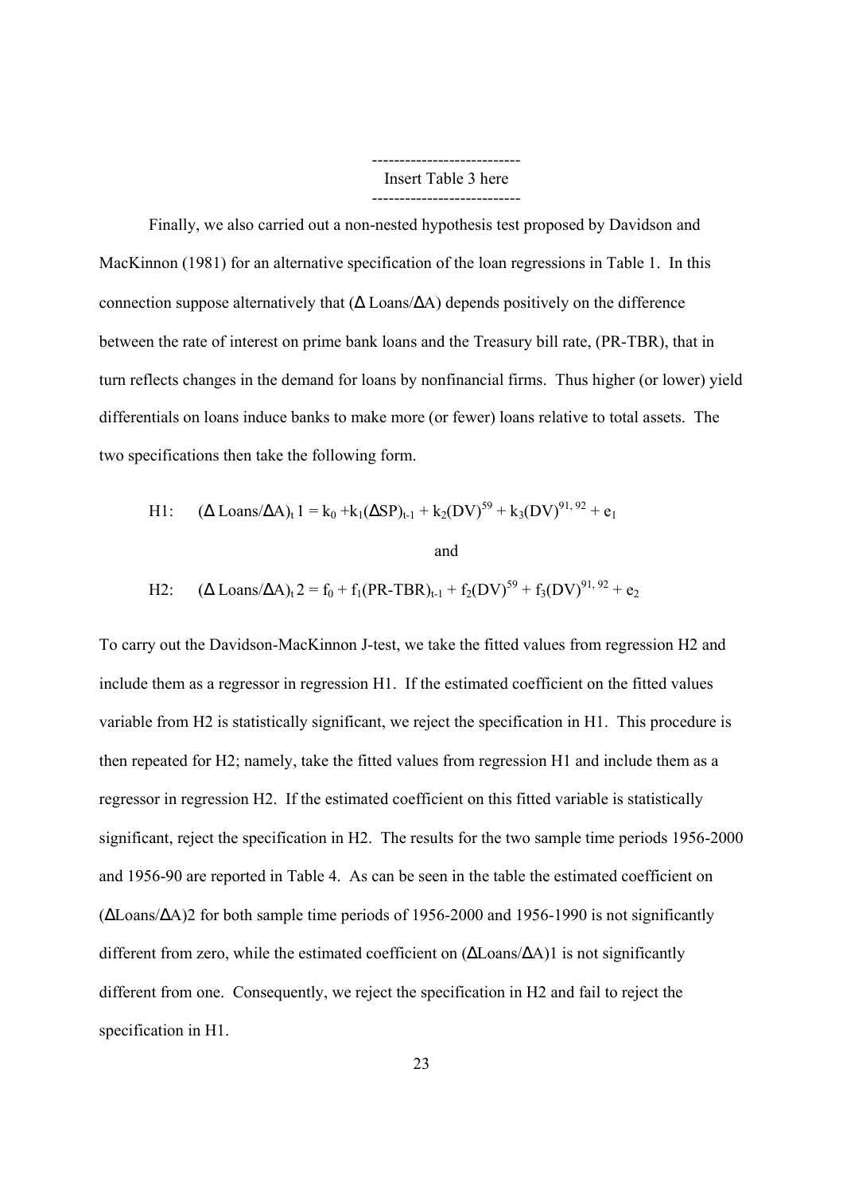---------------------------
Insert Table 3 here
---------------------------

Finally, we also carried out a non-nested hypothesis test proposed by Davidson and MacKinnon (1981) for an alternative specification of the loan regressions in Table 1. In this connection suppose alternatively that (Δ Loans/ΔA) depends positively on the difference between the rate of interest on prime bank loans and the Treasury bill rate, (PR-TBR), that in turn reflects changes in the demand for loans by nonfinancial firms. Thus higher (or lower) yield differentials on loans induce banks to make more (or fewer) loans relative to total assets. The two specifications then take the following form.

$$\text{H1:} \quad (\Delta\, \text{Loans}/\Delta \text{A})_t\, 1 = k_0 + k_1(\Delta \text{SP})_{t-1} + k_2(\text{DV})^{59} + k_3(\text{DV})^{91,\, 92} + e_1$$

and

$$\text{H2:} \quad (\Delta\, \text{Loans}/\Delta \text{A})_t\, 2 = f_0 + f_1(\text{PR-TBR})_{t-1} + f_2(\text{DV})^{59} + f_3(\text{DV})^{91,\, 92} + e_2$$

To carry out the Davidson-MacKinnon J-test, we take the fitted values from regression H2 and include them as a regressor in regression H1. If the estimated coefficient on the fitted values variable from H2 is statistically significant, we reject the specification in H1. This procedure is then repeated for H2; namely, take the fitted values from regression H1 and include them as a regressor in regression H2. If the estimated coefficient on this fitted variable is statistically significant, reject the specification in H2. The results for the two sample time periods 1956-2000 and 1956-90 are reported in Table 4. As can be seen in the table the estimated coefficient on (ΔLoans/ΔA)2 for both sample time periods of 1956-2000 and 1956-1990 is not significantly different from zero, while the estimated coefficient on (ΔLoans/ΔA)1 is not significantly different from one. Consequently, we reject the specification in H2 and fail to reject the specification in H1.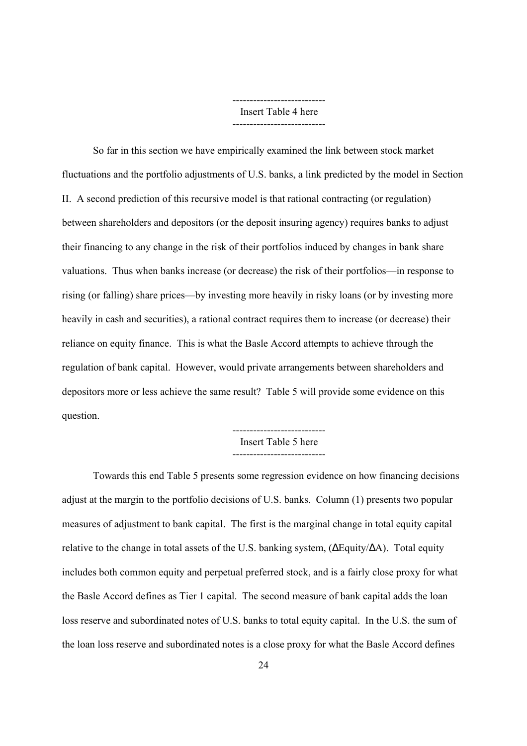---------------------------
Insert Table 4 here
---------------------------

So far in this section we have empirically examined the link between stock market fluctuations and the portfolio adjustments of U.S. banks, a link predicted by the model in Section II. A second prediction of this recursive model is that rational contracting (or regulation) between shareholders and depositors (or the deposit insuring agency) requires banks to adjust their financing to any change in the risk of their portfolios induced by changes in bank share valuations. Thus when banks increase (or decrease) the risk of their portfolios—in response to rising (or falling) share prices—by investing more heavily in risky loans (or by investing more heavily in cash and securities), a rational contract requires them to increase (or decrease) their reliance on equity finance. This is what the Basle Accord attempts to achieve through the regulation of bank capital. However, would private arrangements between shareholders and depositors more or less achieve the same result? Table 5 will provide some evidence on this question.

---------------------------
Insert Table 5 here
---------------------------

Towards this end Table 5 presents some regression evidence on how financing decisions adjust at the margin to the portfolio decisions of U.S. banks. Column (1) presents two popular measures of adjustment to bank capital. The first is the marginal change in total equity capital relative to the change in total assets of the U.S. banking system, ($\Delta$Equity/$\Delta$A). Total equity includes both common equity and perpetual preferred stock, and is a fairly close proxy for what the Basle Accord defines as Tier 1 capital. The second measure of bank capital adds the loan loss reserve and subordinated notes of U.S. banks to total equity capital. In the U.S. the sum of the loan loss reserve and subordinated notes is a close proxy for what the Basle Accord defines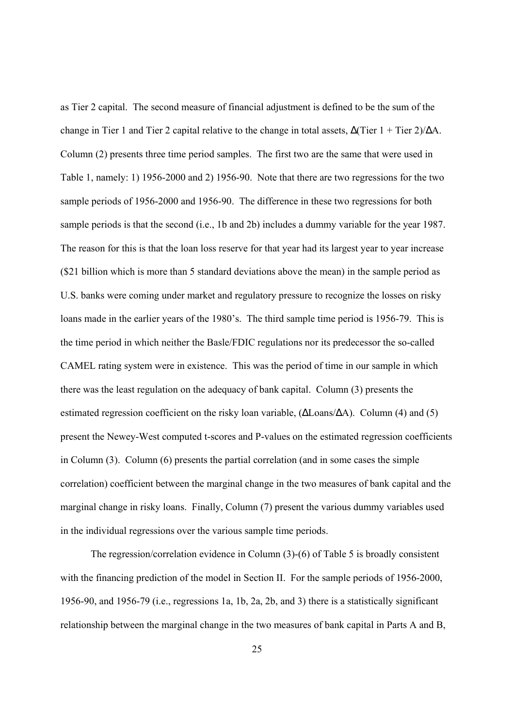as Tier 2 capital. The second measure of financial adjustment is defined to be the sum of the change in Tier 1 and Tier 2 capital relative to the change in total assets, $\Delta$(Tier 1 + Tier 2)/$\Delta$A. Column (2) presents three time period samples. The first two are the same that were used in Table 1, namely: 1) 1956-2000 and 2) 1956-90. Note that there are two regressions for the two sample periods of 1956-2000 and 1956-90. The difference in these two regressions for both sample periods is that the second (i.e., 1b and 2b) includes a dummy variable for the year 1987. The reason for this is that the loan loss reserve for that year had its largest year to year increase ($21 billion which is more than 5 standard deviations above the mean) in the sample period as U.S. banks were coming under market and regulatory pressure to recognize the losses on risky loans made in the earlier years of the 1980's. The third sample time period is 1956-79. This is the time period in which neither the Basle/FDIC regulations nor its predecessor the so-called CAMEL rating system were in existence. This was the period of time in our sample in which there was the least regulation on the adequacy of bank capital. Column (3) presents the estimated regression coefficient on the risky loan variable, ($\Delta$Loans/$\Delta$A). Column (4) and (5) present the Newey-West computed t-scores and P-values on the estimated regression coefficients in Column (3). Column (6) presents the partial correlation (and in some cases the simple correlation) coefficient between the marginal change in the two measures of bank capital and the marginal change in risky loans. Finally, Column (7) present the various dummy variables used in the individual regressions over the various sample time periods.

The regression/correlation evidence in Column (3)-(6) of Table 5 is broadly consistent with the financing prediction of the model in Section II. For the sample periods of 1956-2000, 1956-90, and 1956-79 (i.e., regressions 1a, 1b, 2a, 2b, and 3) there is a statistically significant relationship between the marginal change in the two measures of bank capital in Parts A and B,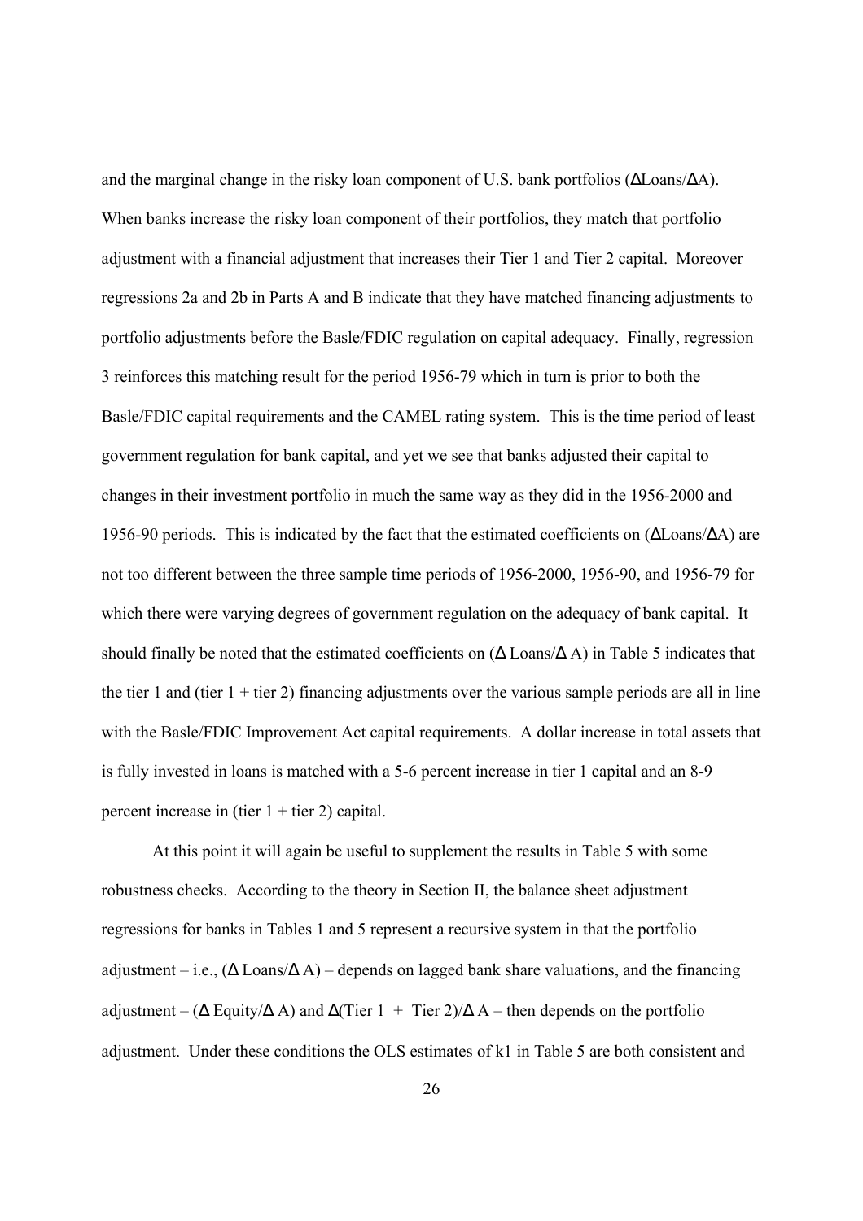and the marginal change in the risky loan component of U.S. bank portfolios (ΔLoans/ΔA). When banks increase the risky loan component of their portfolios, they match that portfolio adjustment with a financial adjustment that increases their Tier 1 and Tier 2 capital. Moreover regressions 2a and 2b in Parts A and B indicate that they have matched financing adjustments to portfolio adjustments before the Basle/FDIC regulation on capital adequacy. Finally, regression 3 reinforces this matching result for the period 1956-79 which in turn is prior to both the Basle/FDIC capital requirements and the CAMEL rating system. This is the time period of least government regulation for bank capital, and yet we see that banks adjusted their capital to changes in their investment portfolio in much the same way as they did in the 1956-2000 and 1956-90 periods. This is indicated by the fact that the estimated coefficients on (ΔLoans/ΔA) are not too different between the three sample time periods of 1956-2000, 1956-90, and 1956-79 for which there were varying degrees of government regulation on the adequacy of bank capital. It should finally be noted that the estimated coefficients on (Δ Loans/Δ A) in Table 5 indicates that the tier 1 and (tier 1 + tier 2) financing adjustments over the various sample periods are all in line with the Basle/FDIC Improvement Act capital requirements. A dollar increase in total assets that is fully invested in loans is matched with a 5-6 percent increase in tier 1 capital and an 8-9 percent increase in (tier 1 + tier 2) capital.

At this point it will again be useful to supplement the results in Table 5 with some robustness checks. According to the theory in Section II, the balance sheet adjustment regressions for banks in Tables 1 and 5 represent a recursive system in that the portfolio adjustment – i.e., (Δ Loans/Δ A) – depends on lagged bank share valuations, and the financing adjustment – (Δ Equity/Δ A) and Δ(Tier 1 + Tier 2)/Δ A – then depends on the portfolio adjustment. Under these conditions the OLS estimates of k1 in Table 5 are both consistent and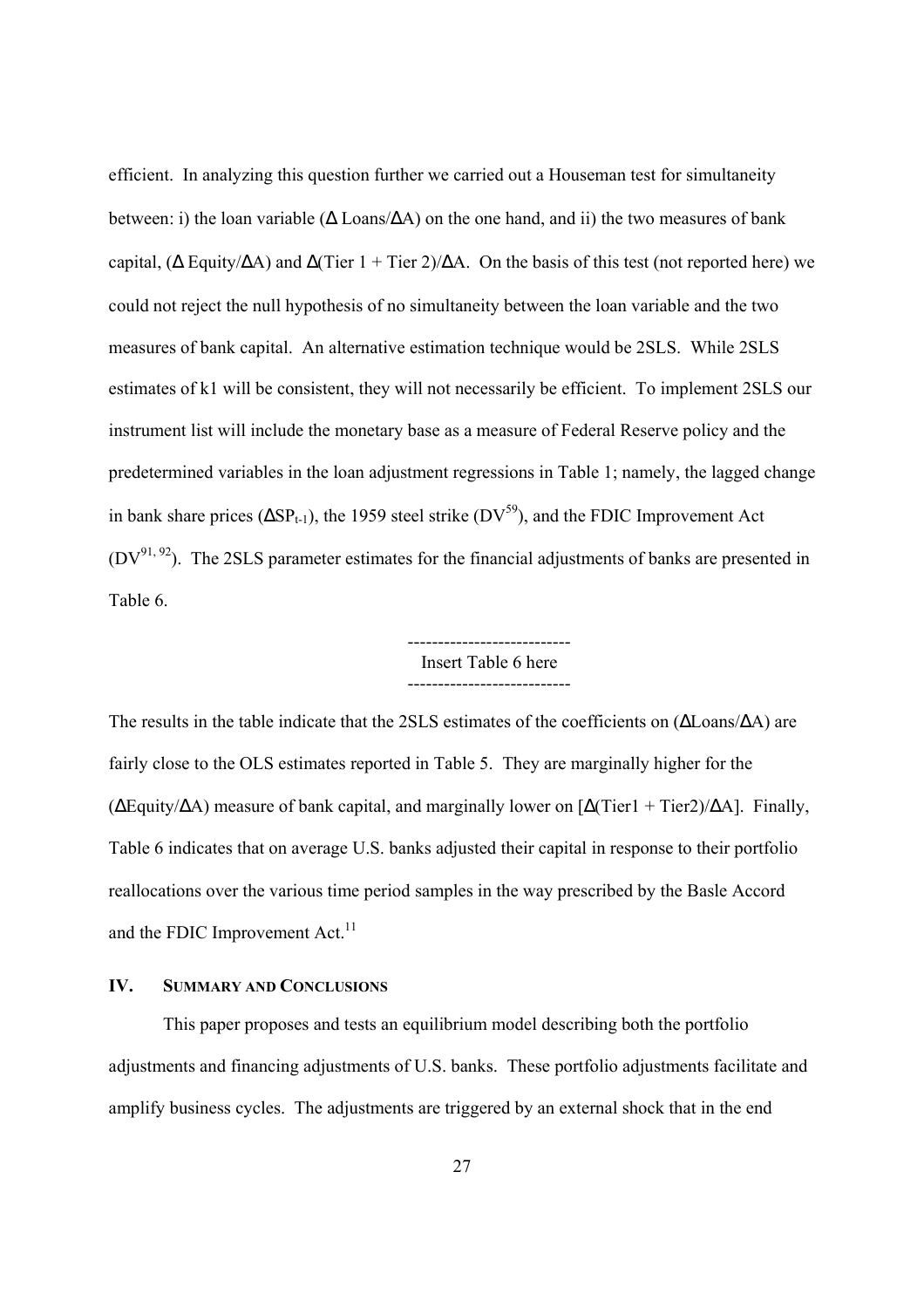efficient. In analyzing this question further we carried out a Houseman test for simultaneity between: i) the loan variable ($\Delta$ Loans/$\Delta$A) on the one hand, and ii) the two measures of bank capital, ($\Delta$ Equity/$\Delta$A) and $\Delta$(Tier 1 + Tier 2)/$\Delta$A. On the basis of this test (not reported here) we could not reject the null hypothesis of no simultaneity between the loan variable and the two measures of bank capital. An alternative estimation technique would be 2SLS. While 2SLS estimates of k1 will be consistent, they will not necessarily be efficient. To implement 2SLS our instrument list will include the monetary base as a measure of Federal Reserve policy and the predetermined variables in the loan adjustment regressions in Table 1; namely, the lagged change in bank share prices ($\Delta SP_{t-1}$), the 1959 steel strike ($DV^{59}$), and the FDIC Improvement Act ($DV^{91, 92}$). The 2SLS parameter estimates for the financial adjustments of banks are presented in Table 6.

---------------------------
Insert Table 6 here
---------------------------

The results in the table indicate that the 2SLS estimates of the coefficients on ($\Delta$Loans/$\Delta$A) are fairly close to the OLS estimates reported in Table 5. They are marginally higher for the ($\Delta$Equity/$\Delta$A) measure of bank capital, and marginally lower on [$\Delta$(Tier1 + Tier2)/$\Delta$A]. Finally, Table 6 indicates that on average U.S. banks adjusted their capital in response to their portfolio reallocations over the various time period samples in the way prescribed by the Basle Accord and the FDIC Improvement Act.[11]

## IV. Summary and Conclusions

This paper proposes and tests an equilibrium model describing both the portfolio adjustments and financing adjustments of U.S. banks. These portfolio adjustments facilitate and amplify business cycles. The adjustments are triggered by an external shock that in the end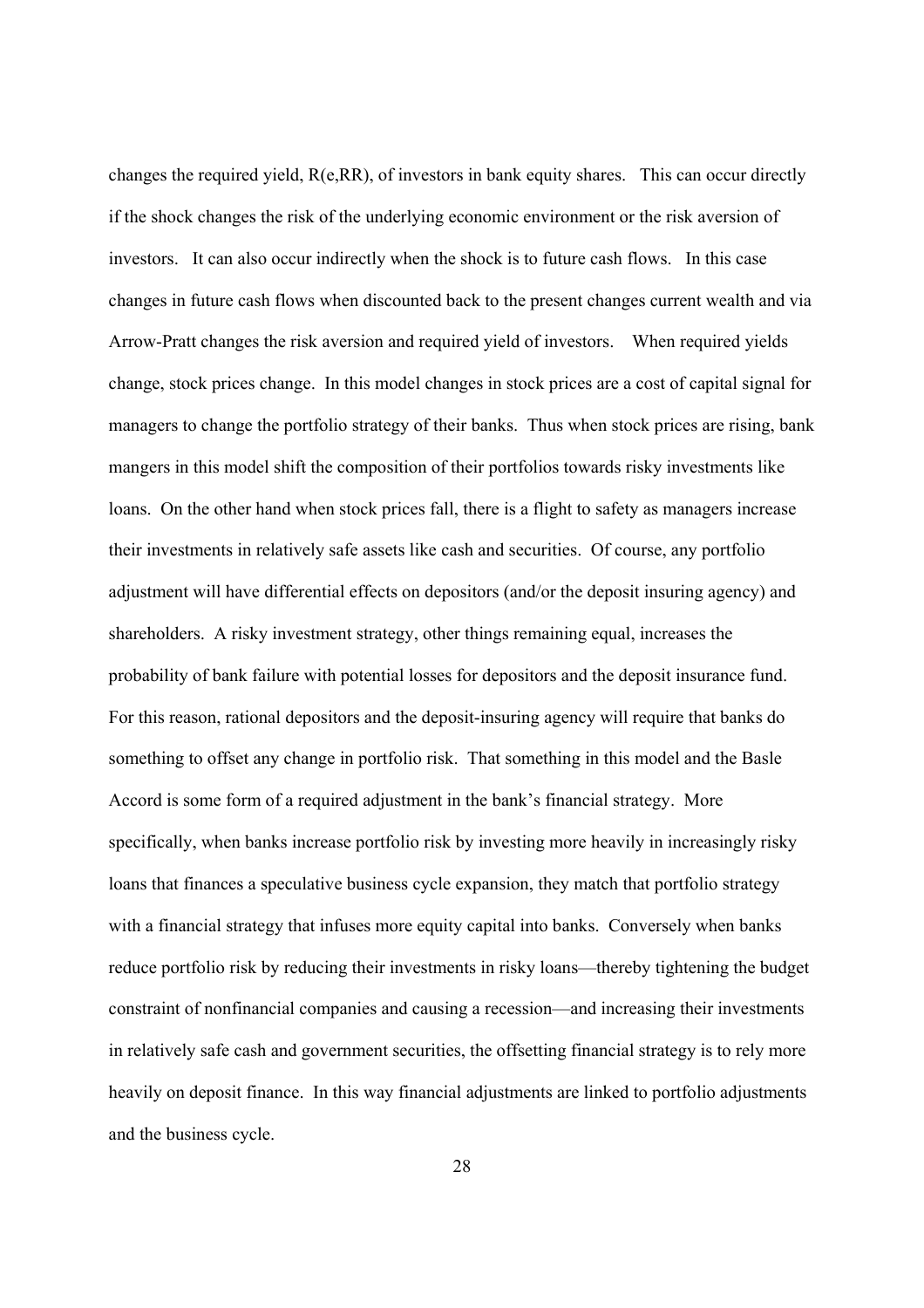changes the required yield, R(e,RR), of investors in bank equity shares. This can occur directly if the shock changes the risk of the underlying economic environment or the risk aversion of investors. It can also occur indirectly when the shock is to future cash flows. In this case changes in future cash flows when discounted back to the present changes current wealth and via Arrow-Pratt changes the risk aversion and required yield of investors. When required yields change, stock prices change. In this model changes in stock prices are a cost of capital signal for managers to change the portfolio strategy of their banks. Thus when stock prices are rising, bank mangers in this model shift the composition of their portfolios towards risky investments like loans. On the other hand when stock prices fall, there is a flight to safety as managers increase their investments in relatively safe assets like cash and securities. Of course, any portfolio adjustment will have differential effects on depositors (and/or the deposit insuring agency) and shareholders. A risky investment strategy, other things remaining equal, increases the probability of bank failure with potential losses for depositors and the deposit insurance fund. For this reason, rational depositors and the deposit-insuring agency will require that banks do something to offset any change in portfolio risk. That something in this model and the Basle Accord is some form of a required adjustment in the bank's financial strategy. More specifically, when banks increase portfolio risk by investing more heavily in increasingly risky loans that finances a speculative business cycle expansion, they match that portfolio strategy with a financial strategy that infuses more equity capital into banks. Conversely when banks reduce portfolio risk by reducing their investments in risky loans—thereby tightening the budget constraint of nonfinancial companies and causing a recession—and increasing their investments in relatively safe cash and government securities, the offsetting financial strategy is to rely more heavily on deposit finance. In this way financial adjustments are linked to portfolio adjustments and the business cycle.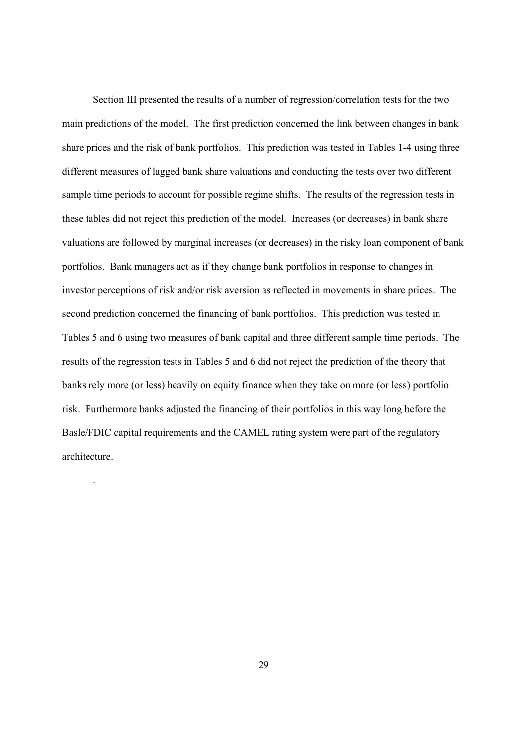Section III presented the results of a number of regression/correlation tests for the two main predictions of the model. The first prediction concerned the link between changes in bank share prices and the risk of bank portfolios. This prediction was tested in Tables 1-4 using three different measures of lagged bank share valuations and conducting the tests over two different sample time periods to account for possible regime shifts. The results of the regression tests in these tables did not reject this prediction of the model. Increases (or decreases) in bank share valuations are followed by marginal increases (or decreases) in the risky loan component of bank portfolios. Bank managers act as if they change bank portfolios in response to changes in investor perceptions of risk and/or risk aversion as reflected in movements in share prices. The second prediction concerned the financing of bank portfolios. This prediction was tested in Tables 5 and 6 using two measures of bank capital and three different sample time periods. The results of the regression tests in Tables 5 and 6 did not reject the prediction of the theory that banks rely more (or less) heavily on equity finance when they take on more (or less) portfolio risk. Furthermore banks adjusted the financing of their portfolios in this way long before the Basle/FDIC capital requirements and the CAMEL rating system were part of the regulatory architecture.

.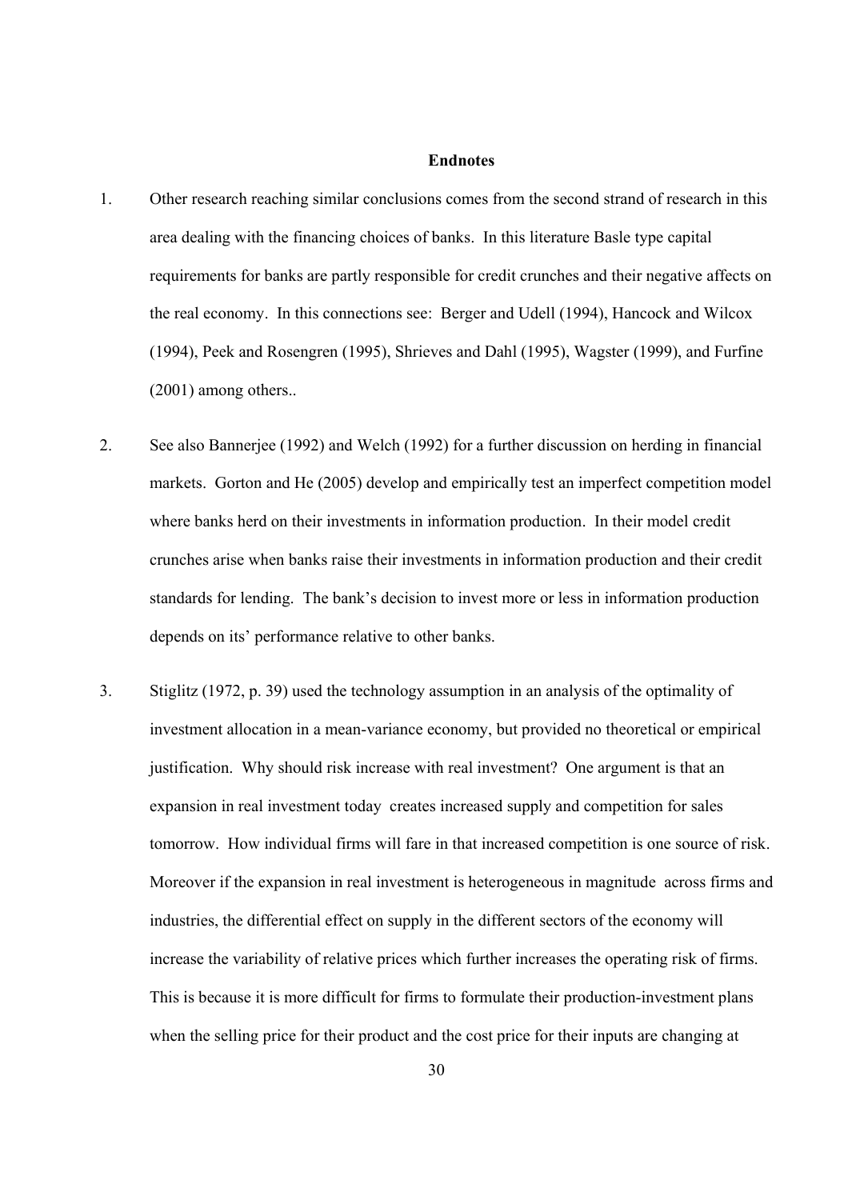## Endnotes

1. Other research reaching similar conclusions comes from the second strand of research in this area dealing with the financing choices of banks. In this literature Basle type capital requirements for banks are partly responsible for credit crunches and their negative affects on the real economy. In this connections see: Berger and Udell (1994), Hancock and Wilcox (1994), Peek and Rosengren (1995), Shrieves and Dahl (1995), Wagster (1999), and Furfine (2001) among others..

2. See also Bannerjee (1992) and Welch (1992) for a further discussion on herding in financial markets. Gorton and He (2005) develop and empirically test an imperfect competition model where banks herd on their investments in information production. In their model credit crunches arise when banks raise their investments in information production and their credit standards for lending. The bank's decision to invest more or less in information production depends on its' performance relative to other banks.

3. Stiglitz (1972, p. 39) used the technology assumption in an analysis of the optimality of investment allocation in a mean-variance economy, but provided no theoretical or empirical justification. Why should risk increase with real investment? One argument is that an expansion in real investment today creates increased supply and competition for sales tomorrow. How individual firms will fare in that increased competition is one source of risk. Moreover if the expansion in real investment is heterogeneous in magnitude across firms and industries, the differential effect on supply in the different sectors of the economy will increase the variability of relative prices which further increases the operating risk of firms. This is because it is more difficult for firms to formulate their production-investment plans when the selling price for their product and the cost price for their inputs are changing at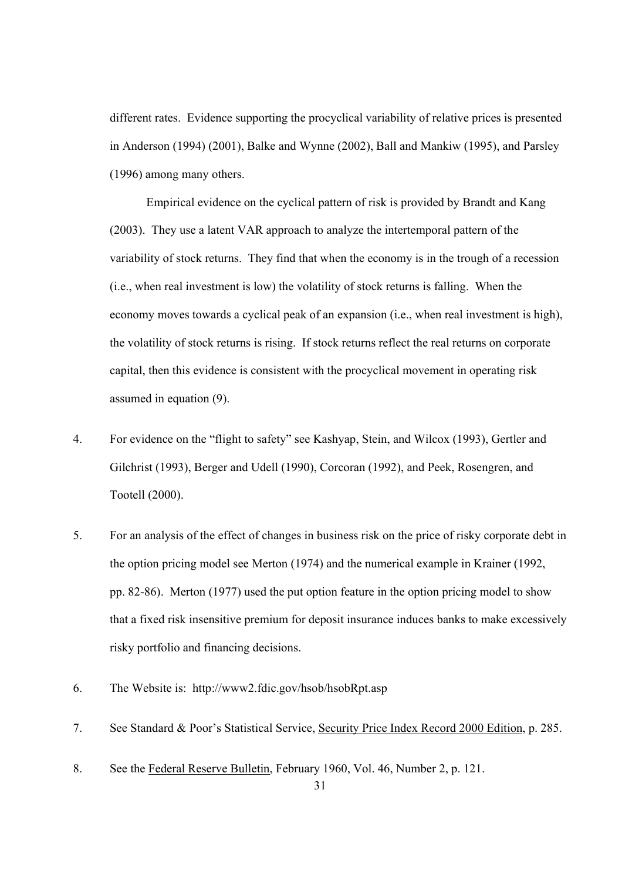different rates. Evidence supporting the procyclical variability of relative prices is presented in Anderson (1994) (2001), Balke and Wynne (2002), Ball and Mankiw (1995), and Parsley (1996) among many others.

Empirical evidence on the cyclical pattern of risk is provided by Brandt and Kang (2003). They use a latent VAR approach to analyze the intertemporal pattern of the variability of stock returns. They find that when the economy is in the trough of a recession (i.e., when real investment is low) the volatility of stock returns is falling. When the economy moves towards a cyclical peak of an expansion (i.e., when real investment is high), the volatility of stock returns is rising. If stock returns reflect the real returns on corporate capital, then this evidence is consistent with the procyclical movement in operating risk assumed in equation (9).

4. For evidence on the "flight to safety" see Kashyap, Stein, and Wilcox (1993), Gertler and Gilchrist (1993), Berger and Udell (1990), Corcoran (1992), and Peek, Rosengren, and Tootell (2000).

5. For an analysis of the effect of changes in business risk on the price of risky corporate debt in the option pricing model see Merton (1974) and the numerical example in Krainer (1992, pp. 82-86). Merton (1977) used the put option feature in the option pricing model to show that a fixed risk insensitive premium for deposit insurance induces banks to make excessively risky portfolio and financing decisions.

6. The Website is: http://www2.fdic.gov/hsob/hsobRpt.asp

7. See Standard & Poor's Statistical Service, Security Price Index Record 2000 Edition, p. 285.

8. See the Federal Reserve Bulletin, February 1960, Vol. 46, Number 2, p. 121.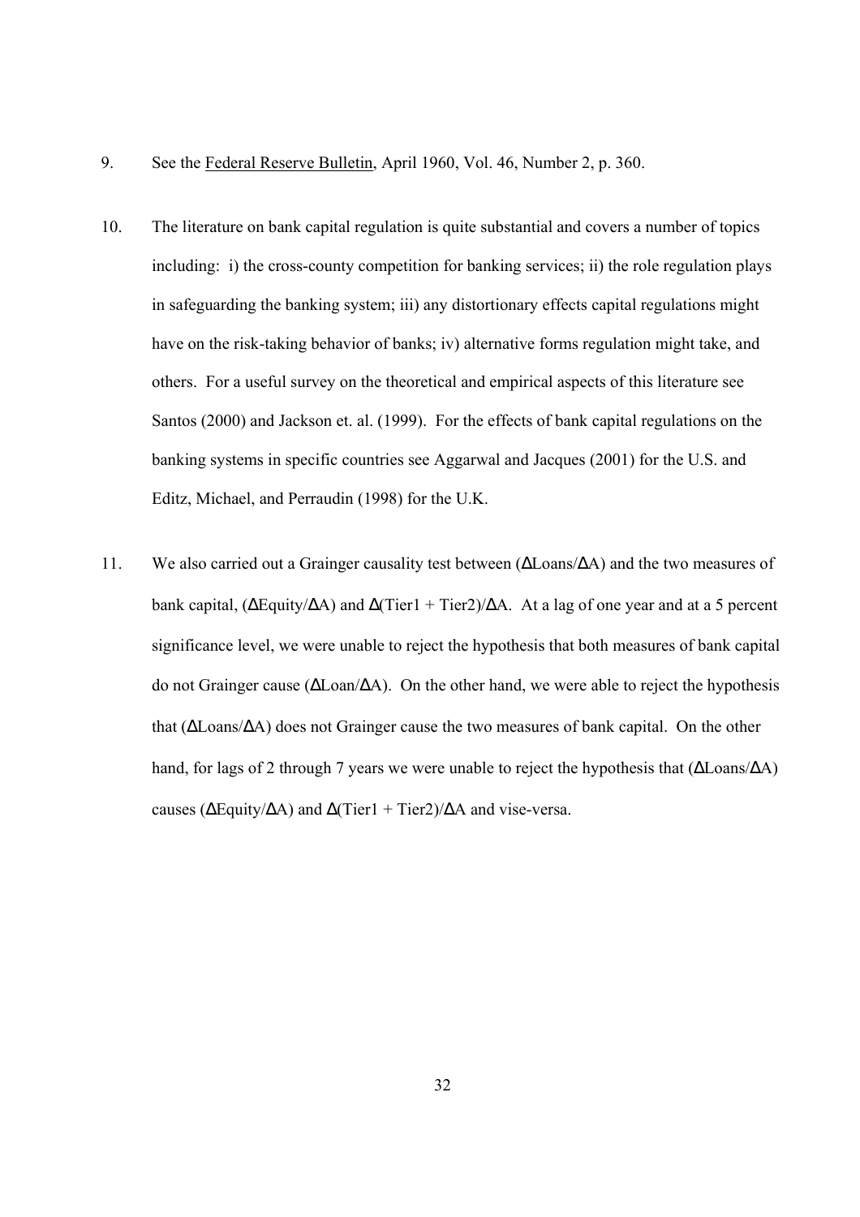9. See the Federal Reserve Bulletin, April 1960, Vol. 46, Number 2, p. 360.

10. The literature on bank capital regulation is quite substantial and covers a number of topics including: i) the cross-county competition for banking services; ii) the role regulation plays in safeguarding the banking system; iii) any distortionary effects capital regulations might have on the risk-taking behavior of banks; iv) alternative forms regulation might take, and others. For a useful survey on the theoretical and empirical aspects of this literature see Santos (2000) and Jackson et. al. (1999). For the effects of bank capital regulations on the banking systems in specific countries see Aggarwal and Jacques (2001) for the U.S. and Editz, Michael, and Perraudin (1998) for the U.K.

11. We also carried out a Grainger causality test between ($\Delta$Loans/$\Delta$A) and the two measures of bank capital, ($\Delta$Equity/$\Delta$A) and $\Delta$(Tier1 + Tier2)/$\Delta$A. At a lag of one year and at a 5 percent significance level, we were unable to reject the hypothesis that both measures of bank capital do not Grainger cause ($\Delta$Loan/$\Delta$A). On the other hand, we were able to reject the hypothesis that ($\Delta$Loans/$\Delta$A) does not Grainger cause the two measures of bank capital. On the other hand, for lags of 2 through 7 years we were unable to reject the hypothesis that ($\Delta$Loans/$\Delta$A) causes ($\Delta$Equity/$\Delta$A) and $\Delta$(Tier1 + Tier2)/$\Delta$A and vise-versa.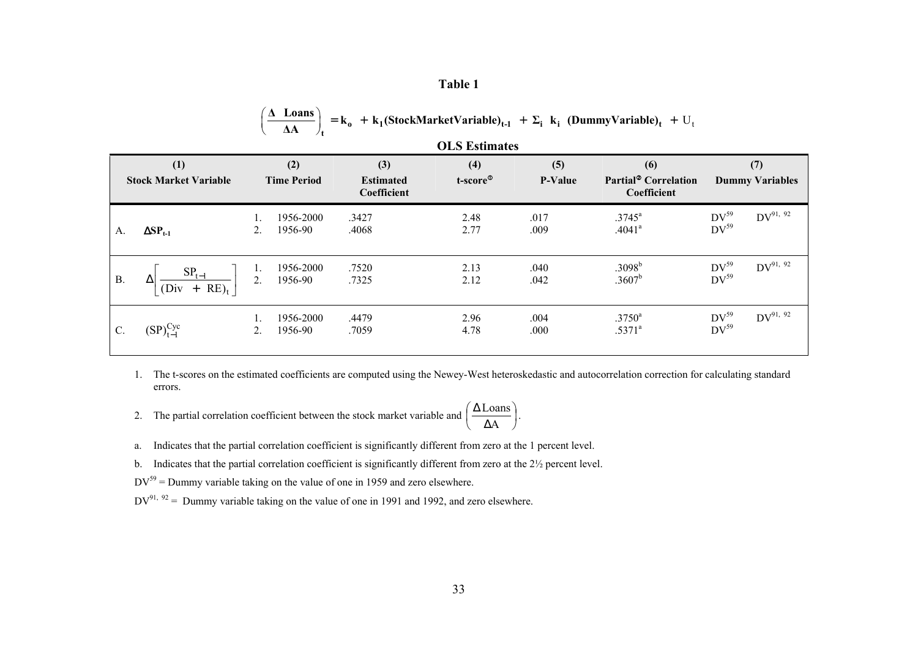# Table 1

$$\left(\frac{\Delta \ \text{Loans}}{\Delta A}\right)_t = k_o + k_1(\text{StockMarketVariable})_{t-1} + \Sigma_i \ k_i \ (\text{DummyVariable})_t + U_t$$

**OLS Estimates**

| (1) Stock Market Variable | (2) Time Period | (3) Estimated Coefficient | (4) t-score[1] | (5) P-Value | (6) Partial[2] Correlation Coefficient | (7) Dummy Variables |
|---|---|---|---|---|---|---|
| A. $\Delta SP_{t-1}$ | 1. 1956-2000 | .3427 | 2.48 | .017 | .3745[a] | $DV^{59}$ $DV^{91,\ 92}$ |
| | 2. 1956-90 | .4068 | 2.77 | .009 | .4041[a] | $DV^{59}$ |
| B. $\Delta\left[\frac{SP_{t-1}}{(Div + RE)_t}\right]$ | 1. 1956-2000 | .7520 | 2.13 | .040 | .3098[b] | $DV^{59}$ $DV^{91,\ 92}$ |
| | 2. 1956-90 | .7325 | 2.12 | .042 | .3607[b] | $DV^{59}$ |
| C. $(SP)_{t-1}^{Cyc}$ | 1. 1956-2000 | .4479 | 2.96 | .004 | .3750[a] | $DV^{59}$ $DV^{91,\ 92}$ |
| | 2. 1956-90 | .7059 | 4.78 | .000 | .5371[a] | $DV^{59}$ |

1. The t-scores on the estimated coefficients are computed using the Newey-West heteroskedastic and autocorrelation correction for calculating standard errors.

2. The partial correlation coefficient between the stock market variable and $\left(\frac{\Delta \text{Loans}}{\Delta A}\right)$.

a. Indicates that the partial correlation coefficient is significantly different from zero at the 1 percent level.

b. Indicates that the partial correlation coefficient is significantly different from zero at the 2½ percent level.

$DV^{59}$ = Dummy variable taking on the value of one in 1959 and zero elsewhere.

$DV^{91,\ 92}$ = Dummy variable taking on the value of one in 1991 and 1992, and zero elsewhere.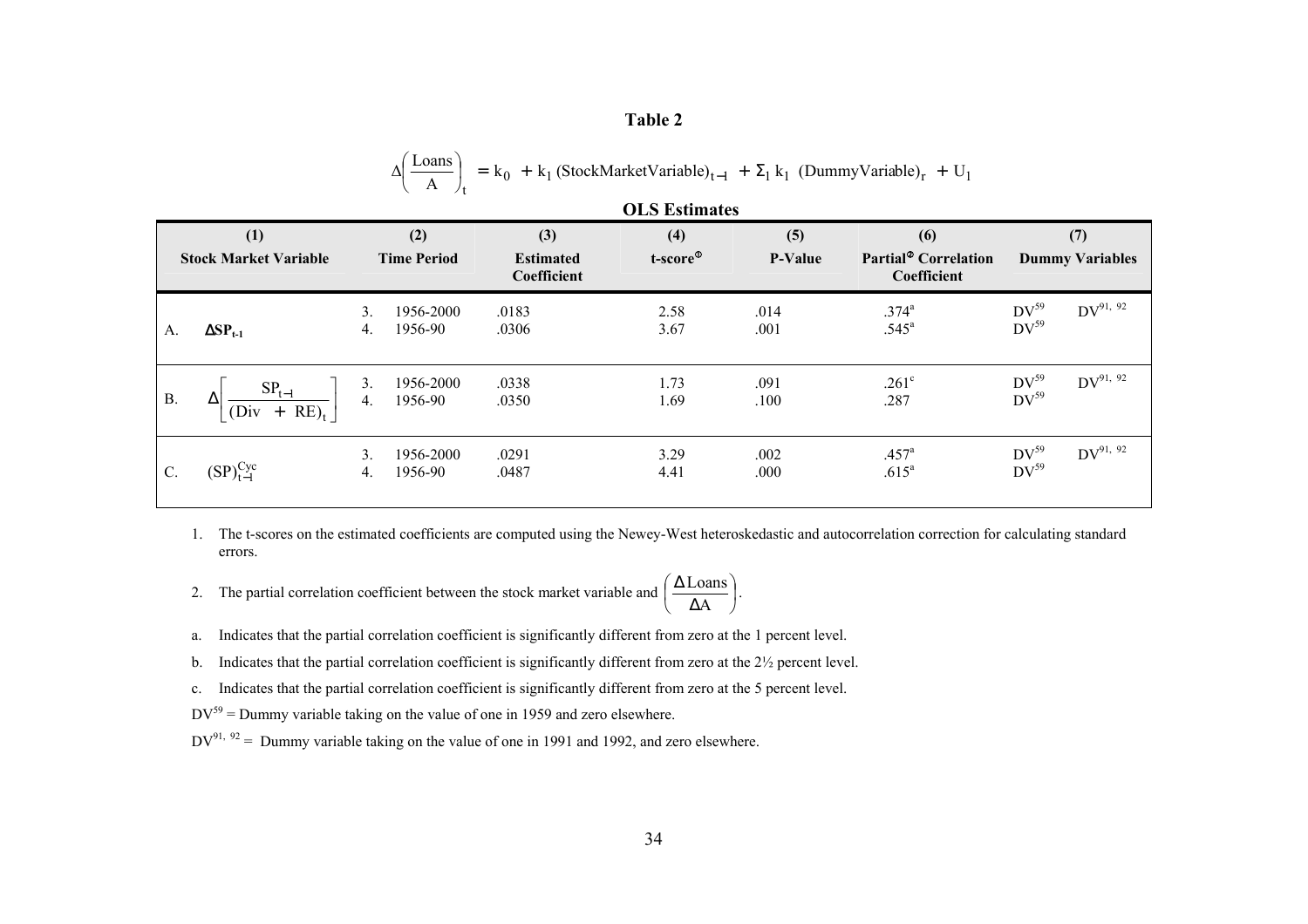# Table 2

$$\Delta\left(\frac{\text{Loans}}{\text{A}}\right)_t = k_0 + k_1\,(\text{StockMarketVariable})_{t-1} + \Sigma_1\, k_1\,(\text{DummyVariable})_r + U_1$$

**OLS Estimates**

| (1) Stock Market Variable | (2) Time Period | (3) Estimated Coefficient | (4) t-score[1] | (5) P-Value | (6) Partial[2] Correlation Coefficient | (7) Dummy Variables | |
|---|---|---|---|---|---|---|---|
| A. $\Delta SP_{t-1}$ | 3. 1956-2000 | .0183 | 2.58 | .014 | .374[a] | $DV^{59}$ | $DV^{91, 92}$ |
| | 4. 1956-90 | .0306 | 3.67 | .001 | .545[a] | $DV^{59}$ | |
| B. $\Delta\left[\frac{SP_{t-1}}{(Div + RE)_t}\right]$ | 3. 1956-2000 | .0338 | 1.73 | .091 | .261[c] | $DV^{59}$ | $DV^{91, 92}$ |
| | 4. 1956-90 | .0350 | 1.69 | .100 | .287 | $DV^{59}$ | |
| C. $(SP)^{Cyc}_{t-1}$ | 3. 1956-2000 | .0291 | 3.29 | .002 | .457[a] | $DV^{59}$ | $DV^{91, 92}$ |
| | 4. 1956-90 | .0487 | 4.41 | .000 | .615[a] | $DV^{59}$ | |

1. The t-scores on the estimated coefficients are computed using the Newey-West heteroskedastic and autocorrelation correction for calculating standard errors.
2. The partial correlation coefficient between the stock market variable and $\left(\frac{\Delta \text{Loans}}{\Delta \text{A}}\right)$.

a. Indicates that the partial correlation coefficient is significantly different from zero at the 1 percent level.

b. Indicates that the partial correlation coefficient is significantly different from zero at the 2½ percent level.

c. Indicates that the partial correlation coefficient is significantly different from zero at the 5 percent level.

$DV^{59}$ = Dummy variable taking on the value of one in 1959 and zero elsewhere.

$DV^{91, 92}$ = Dummy variable taking on the value of one in 1991 and 1992, and zero elsewhere.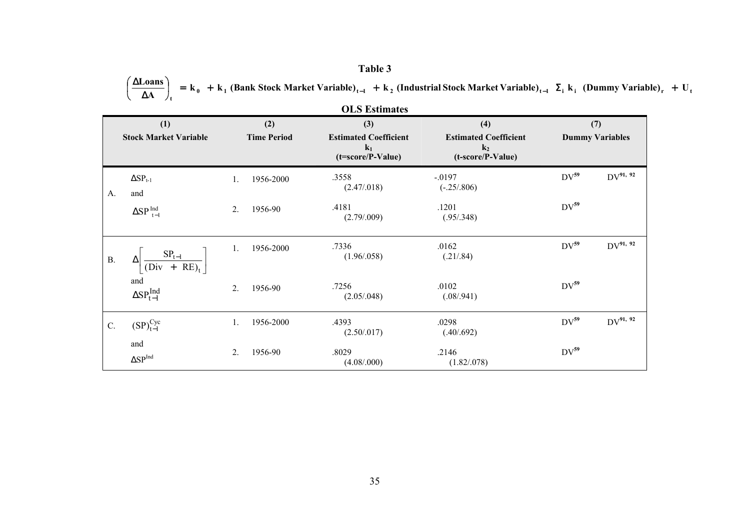# Table 3

$$\left(\frac{\Delta \text{Loans}}{\Delta A}\right)_t = k_0 + k_1 \text{ (Bank Stock Market Variable)}_{t-1} + k_2 \text{ (Industrial Stock Market Variable)}_{t-1} \; \Sigma_i \, k_i \text{ (Dummy Variable)}_r + U_t$$

**OLS Estimates**

| | (1) Stock Market Variable | (2) Time Period | (3) Estimated Coefficient $k_1$ (t=score/P-Value) | (4) Estimated Coefficient $k_2$ (t-score/P-Value) | (7) Dummy Variables | |
|---|---|---|---|---|---|---|
| A. | $\Delta SP_{t-1}$ and $\Delta SP^{Ind}_{t-1}$ | 1. 1956-2000 | .3558 (2.47/.018) | -.0197 (-.25/.806) | $DV^{59}$ | $DV^{91,\,92}$ |
| | | 2. 1956-90 | .4181 (2.79/.009) | .1201 (.95/.348) | $DV^{59}$ | |
| B. | $\Delta\left[\frac{SP_{t-1}}{(Div + RE)_t}\right]$ and $\Delta SP^{Ind}_{t-1}$ | 1. 1956-2000 | .7336 (1.96/.058) | .0162 (.21/.84) | $DV^{59}$ | $DV^{91,\,92}$ |
| | | 2. 1956-90 | .7256 (2.05/.048) | .0102 (.08/.941) | $DV^{59}$ | |
| C. | $(SP)^{Cyc}_{t-1}$ and $\Delta SP^{Ind}$ | 1. 1956-2000 | .4393 (2.50/.017) | .0298 (.40/.692) | $DV^{59}$ | $DV^{91,\,92}$ |
| | | 2. 1956-90 | .8029 (4.08/.000) | .2146 (1.82/.078) | $DV^{59}$ | |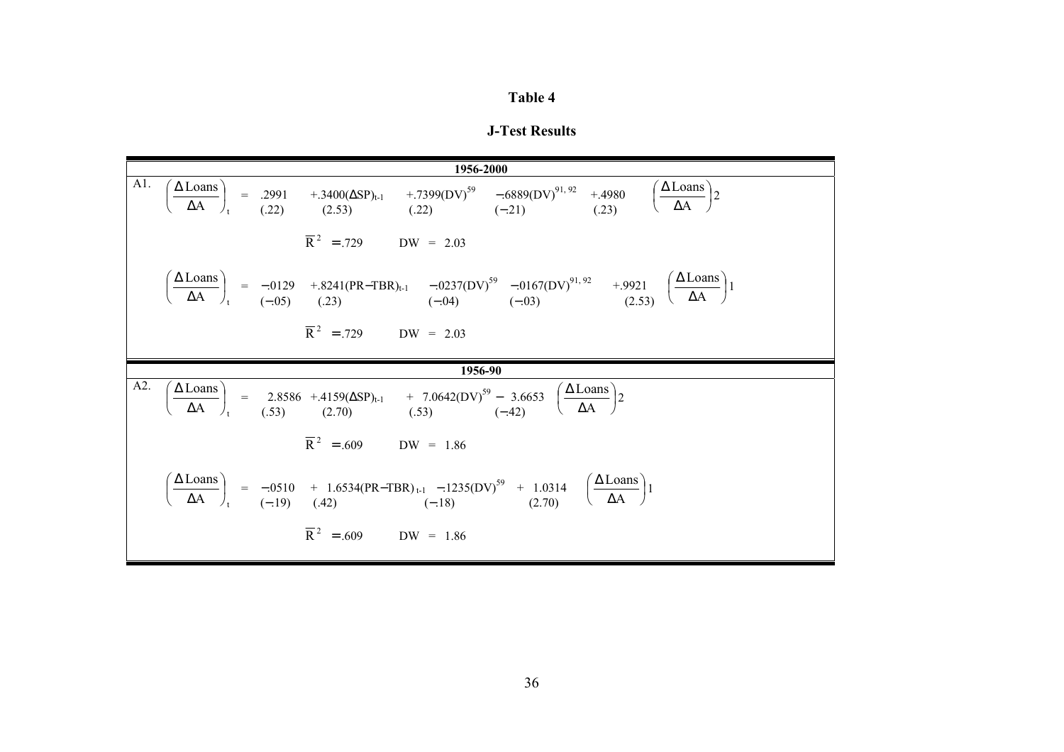# Table 4

## J-Test Results

**1956-2000**

A1.

$$\left(\frac{\Delta \text{Loans}}{\Delta \text{A}}\right)_t = \underset{(.22)}{.2991} \; \underset{(2.53)}{+.3400(\Delta\text{SP})_{t-1}} \; \underset{(.22)}{+.7399(\text{DV})^{59}} \; \underset{(-.21)}{-.6889(\text{DV})^{91,\,92}} \; \underset{(.23)}{+.4980} \left(\frac{\Delta \text{Loans}}{\Delta \text{A}}\right)2$$

$$\overline{R}^2 = .729 \qquad DW = 2.03$$

$$\left(\frac{\Delta \text{Loans}}{\Delta \text{A}}\right)_t = \underset{(-.05)}{-.0129} \; \underset{(.23)}{+.8241(\text{PR}-\text{TBR})_{t-1}} \; \underset{(-.04)}{-.0237(\text{DV})^{59}} \; \underset{(-.03)}{-.0167(\text{DV})^{91,\,92}} \; \underset{(2.53)}{+.9921} \left(\frac{\Delta \text{Loans}}{\Delta \text{A}}\right)1$$

$$\overline{R}^2 = .729 \qquad DW = 2.03$$

**1956-90**

A2.

$$\left(\frac{\Delta \text{Loans}}{\Delta \text{A}}\right)_t = \underset{(.53)}{2.8586} \; \underset{(2.70)}{+.4159(\Delta\text{SP})_{t-1}} \; \underset{(.53)}{+\;7.0642(\text{DV})^{59}} \; \underset{(-.42)}{-\;3.6653} \left(\frac{\Delta \text{Loans}}{\Delta \text{A}}\right)2$$

$$\overline{R}^2 = .609 \qquad DW = 1.86$$

$$\left(\frac{\Delta \text{Loans}}{\Delta \text{A}}\right)_t = \underset{(-.19)}{-.0510} \; \underset{(.42)}{+\;1.6534(\text{PR}-\text{TBR})_{t-1}} \; \underset{(-.18)}{-.1235(\text{DV})^{59}} \; \underset{(2.70)}{+\;1.0314} \left(\frac{\Delta \text{Loans}}{\Delta \text{A}}\right)1$$

$$\overline{R}^2 = .609 \qquad DW = 1.86$$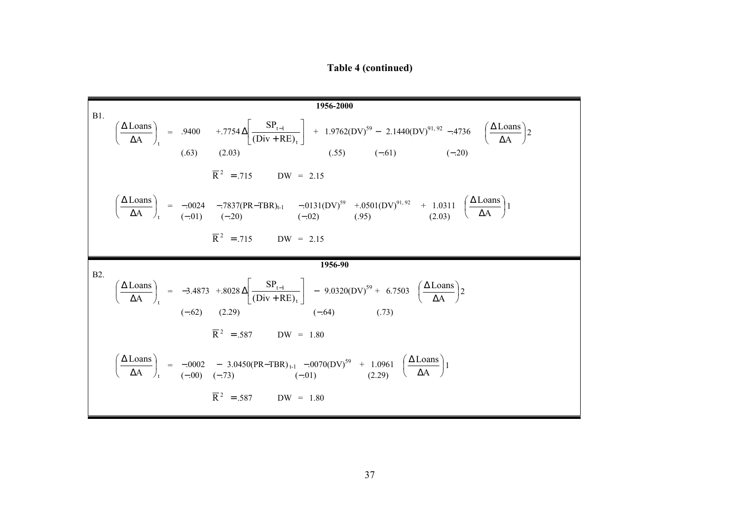**Table 4 (continued)**

**1956-2000**

B1.

$$\left(\frac{\Delta \text{Loans}}{\Delta \text{A}}\right)_t = \underset{(.63)}{.9400} \; + \underset{(2.03)}{.7754}\, \Delta\left[\frac{\text{SP}_{t-1}}{(\text{Div}+\text{RE})_t}\right] \; + \; \underset{(.55)}{1.9762}(\text{DV})^{59} \; - \; \underset{(-.61)}{2.1440}(\text{DV})^{91,92} \; \underset{(-.20)}{-.4736} \; \left(\frac{\Delta \text{Loans}}{\Delta \text{A}}\right)2$$

$\overline{R}^2 = .715 \qquad DW = 2.15$

$$\left(\frac{\Delta \text{Loans}}{\Delta \text{A}}\right)_t = \underset{(-.01)}{-.0024} \; \underset{(-.20)}{-.7837}(\text{PR}-\text{TBR})_{t-1} \; \underset{(-.02)}{-.0131}(\text{DV})^{59} \; \underset{(.95)}{+.0501}(\text{DV})^{91,92} \; + \; \underset{(2.03)}{1.0311} \; \left(\frac{\Delta \text{Loans}}{\Delta \text{A}}\right)1$$

$\overline{R}^2 = .715 \qquad DW = 2.15$

**1956-90**

B2.

$$\left(\frac{\Delta \text{Loans}}{\Delta \text{A}}\right)_t = \underset{(-.62)}{-3.4873} \; + \underset{(2.29)}{.8028}\, \Delta\left[\frac{\text{SP}_{t-1}}{(\text{Div}+\text{RE})_t}\right] \; - \; \underset{(-.64)}{9.0320}(\text{DV})^{59} \; + \; \underset{(.73)}{6.7503} \; \left(\frac{\Delta \text{Loans}}{\Delta \text{A}}\right)2$$

$\overline{R}^2 = .587 \qquad DW = 1.80$

$$\left(\frac{\Delta \text{Loans}}{\Delta \text{A}}\right)_t = \underset{(-.00)}{-.0002} \; - \; \underset{(-.73)}{3.0450}(\text{PR}-\text{TBR})_{t-1} \; \underset{(-.01)}{-.0070}(\text{DV})^{59} \; + \; \underset{(2.29)}{1.0961} \; \left(\frac{\Delta \text{Loans}}{\Delta \text{A}}\right)1$$

$\overline{R}^2 = .587 \qquad DW = 1.80$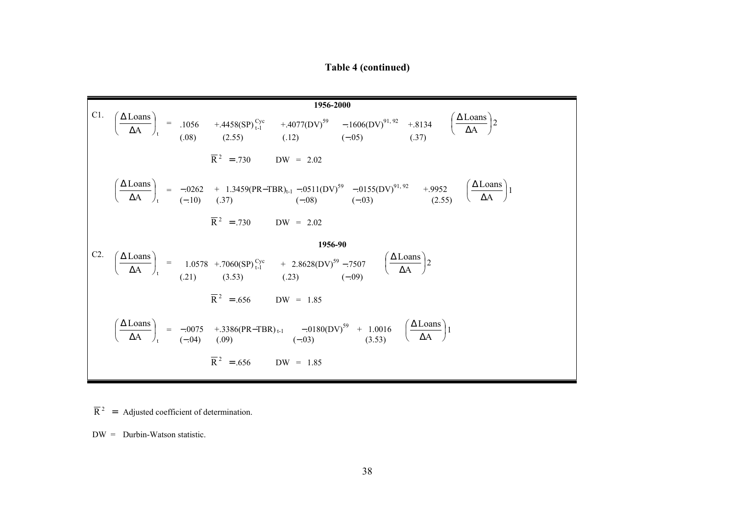**Table 4 (continued)**

**1956-2000**

C1.

$$\left(\frac{\Delta \text{Loans}}{\Delta \text{A}}\right)_t = \underset{(.08)}{.1056} + \underset{(2.55)}{.4458}(\text{SP})^{\text{Cyc}}_{t\text{-}1} + \underset{(.12)}{.4077}(\text{DV})^{59} - \underset{(-.05)}{.1606}(\text{DV})^{91,\,92} + \underset{(.37)}{.8134}\left(\frac{\Delta \text{Loans}}{\Delta \text{A}}\right)2$$

$\overline{R}^2 = .730 \qquad DW = 2.02$

$$\left(\frac{\Delta \text{Loans}}{\Delta \text{A}}\right)_t = \underset{(-.10)}{-.0262} + \underset{(.37)}{1.3459}(\text{PR}-\text{TBR})_{t\text{-}1} - \underset{(-.08)}{.0511}(\text{DV})^{59} - \underset{(-.03)}{.0155}(\text{DV})^{91,\,92} + \underset{(2.55)}{.9952}\left(\frac{\Delta \text{Loans}}{\Delta \text{A}}\right)1$$

$\overline{R}^2 = .730 \qquad DW = 2.02$

**1956-90**

C2.

$$\left(\frac{\Delta \text{Loans}}{\Delta \text{A}}\right)_t = \underset{(.21)}{1.0578} + \underset{(3.53)}{.7060}(\text{SP})^{\text{Cyc}}_{t\text{-}1} + \underset{(.23)}{2.8628}(\text{DV})^{59} - \underset{(-.09)}{.7507}\left(\frac{\Delta \text{Loans}}{\Delta \text{A}}\right)2$$

$\overline{R}^2 = .656 \qquad DW = 1.85$

$$\left(\frac{\Delta \text{Loans}}{\Delta \text{A}}\right)_t = \underset{(-.04)}{-.0075} + \underset{(.09)}{.3386}(\text{PR}-\text{TBR})_{t\text{-}1} - \underset{(-.03)}{.0180}(\text{DV})^{59} + \underset{(3.53)}{1.0016}\left(\frac{\Delta \text{Loans}}{\Delta \text{A}}\right)1$$

$\overline{R}^2 = .656 \qquad DW = 1.85$

$\overline{R}^2$ = Adjusted coefficient of determination.

DW = Durbin-Watson statistic.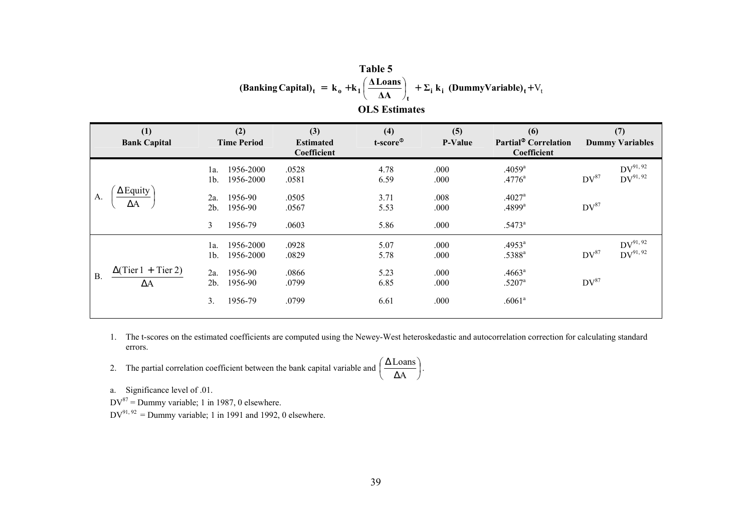# Table 5

$$\text{(Banking Capital)}_t = k_o + k_1 \left(\frac{\Delta \text{Loans}}{\Delta A}\right)_t + \Sigma_i k_i \text{ (DummyVariable)}_t + V_t$$

**OLS Estimates**

| (1) Bank Capital | (2) Time Period | (3) Estimated Coefficient | (4) t-score[1] | (5) P-Value | (6) Partial[2] Correlation Coefficient | (7) Dummy Variables | |
|---|---|---|---|---|---|---|---|
| A. $\left(\frac{\Delta \text{Equity}}{\Delta A}\right)$ | 1a. 1956-2000 | .0528 | 4.78 | .000 | .4059[a] | | $DV^{91,92}$ |
| | 1b. 1956-2000 | .0581 | 6.59 | .000 | .4776[a] | $DV^{87}$ | $DV^{91,92}$ |
| | 2a. 1956-90 | .0505 | 3.71 | .008 | .4027[a] | | |
| | 2b. 1956-90 | .0567 | 5.53 | .000 | .4899[a] | $DV^{87}$ | |
| | 3 1956-79 | .0603 | 5.86 | .000 | .5473[a] | | |
| B. $\frac{\Delta(\text{Tier 1} + \text{Tier 2})}{\Delta A}$ | 1a. 1956-2000 | .0928 | 5.07 | .000 | .4953[a] | | $DV^{91,92}$ |
| | 1b. 1956-2000 | .0829 | 5.78 | .000 | .5388[a] | $DV^{87}$ | $DV^{91,92}$ |
| | 2a. 1956-90 | .0866 | 5.23 | .000 | .4663[a] | | |
| | 2b. 1956-90 | .0799 | 6.85 | .000 | .5207[a] | $DV^{87}$ | |
| | 3. 1956-79 | .0799 | 6.61 | .000 | .6061[a] | | |

1. The t-scores on the estimated coefficients are computed using the Newey-West heteroskedastic and autocorrelation correction for calculating standard errors.
2. The partial correlation coefficient between the bank capital variable and $\left(\frac{\Delta \text{Loans}}{\Delta A}\right)$.

a. Significance level of .01.

$DV^{87}$ = Dummy variable; 1 in 1987, 0 elsewhere.

$DV^{91,92}$ = Dummy variable; 1 in 1991 and 1992, 0 elsewhere.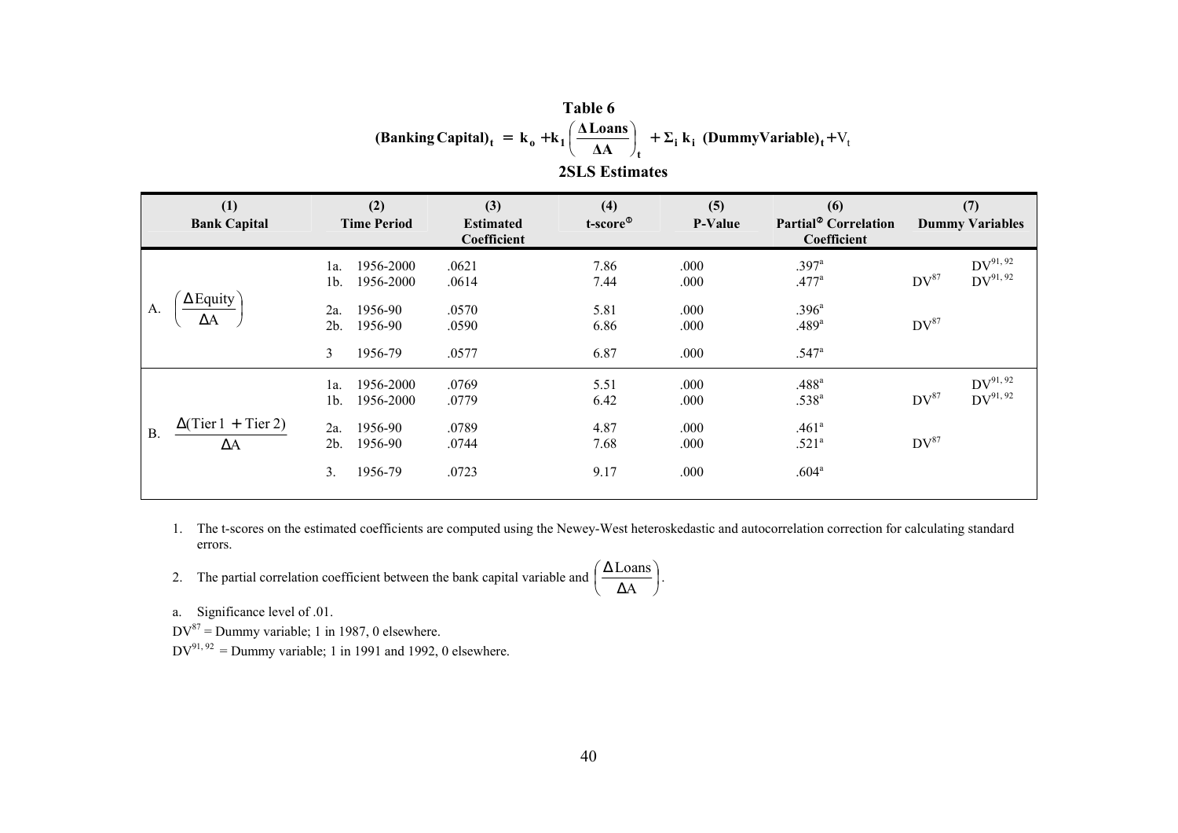# Table 6

$$(\text{Banking Capital})_t = k_o + k_1 \left(\frac{\Delta \text{Loans}}{\Delta A}\right)_t + \Sigma_i\, k_i\; (\text{DummyVariable})_t + V_t$$

**2SLS Estimates**

| (1) Bank Capital | (2) Time Period | | (3) Estimated Coefficient | (4) t-score[1] | (5) P-Value | (6) Partial[2] Correlation Coefficient | (7) Dummy Variables | |
|---|---|---|---|---|---|---|---|---|
| A. $\left(\frac{\Delta \text{Equity}}{\Delta A}\right)$ | 1a. | 1956-2000 | .0621 | 7.86 | .000 | .397[a] | | $DV^{91,92}$ |
| | 1b. | 1956-2000 | .0614 | 7.44 | .000 | .477[a] | $DV^{87}$ | $DV^{91,92}$ |
| | 2a. | 1956-90 | .0570 | 5.81 | .000 | .396[a] | | |
| | 2b. | 1956-90 | .0590 | 6.86 | .000 | .489[a] | $DV^{87}$ | |
| | 3 | 1956-79 | .0577 | 6.87 | .000 | .547[a] | | |
| B. $\frac{\Delta(\text{Tier 1} + \text{Tier 2})}{\Delta A}$ | 1a. | 1956-2000 | .0769 | 5.51 | .000 | .488[a] | | $DV^{91,92}$ |
| | 1b. | 1956-2000 | .0779 | 6.42 | .000 | .538[a] | $DV^{87}$ | $DV^{91,92}$ |
| | 2a. | 1956-90 | .0789 | 4.87 | .000 | .461[a] | | |
| | 2b. | 1956-90 | .0744 | 7.68 | .000 | .521[a] | $DV^{87}$ | |
| | 3. | 1956-79 | .0723 | 9.17 | .000 | .604[a] | | |

1. The t-scores on the estimated coefficients are computed using the Newey-West heteroskedastic and autocorrelation correction for calculating standard errors.

2. The partial correlation coefficient between the bank capital variable and $\left(\frac{\Delta \text{Loans}}{\Delta A}\right)$.

a. Significance level of .01.

$DV^{87}$ = Dummy variable; 1 in 1987, 0 elsewhere.

$DV^{91,92}$ = Dummy variable; 1 in 1991 and 1992, 0 elsewhere.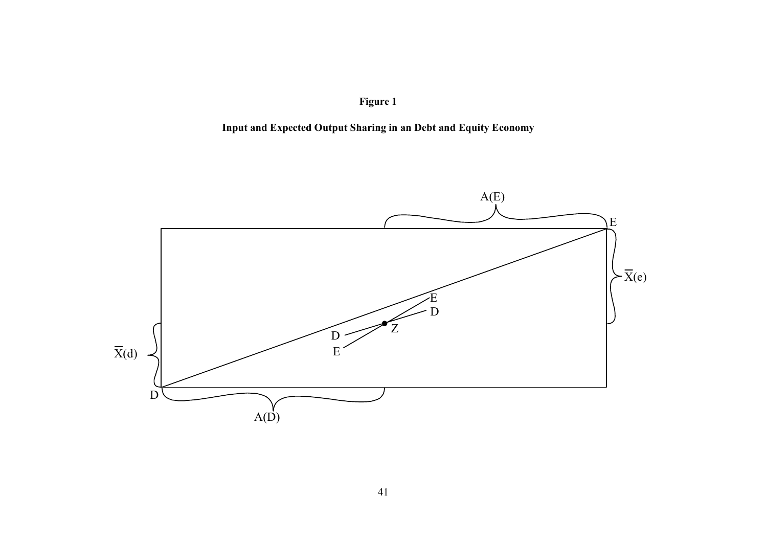**Figure 1**

**Input and Expected Output Sharing in an Debt and Equity Economy**

A(E)

E

$\overline{X}(e)$

E

D

Z

D

E

$\overline{X}(d)$

D

A(D)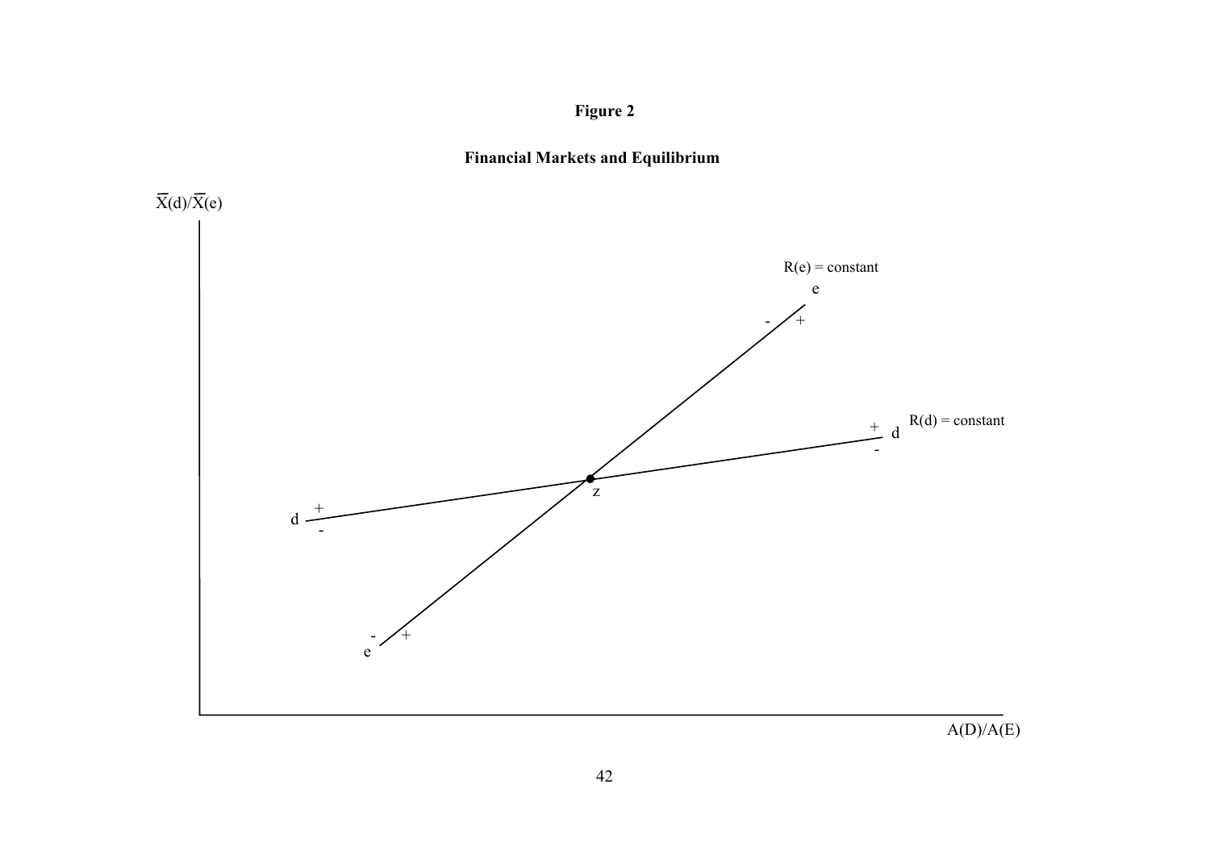**Figure 2**

**Financial Markets and Equilibrium**

$\overline{X}(d)/\overline{X}(e)$

R(e) = constant

R(d) = constant

z

A(D)/A(E)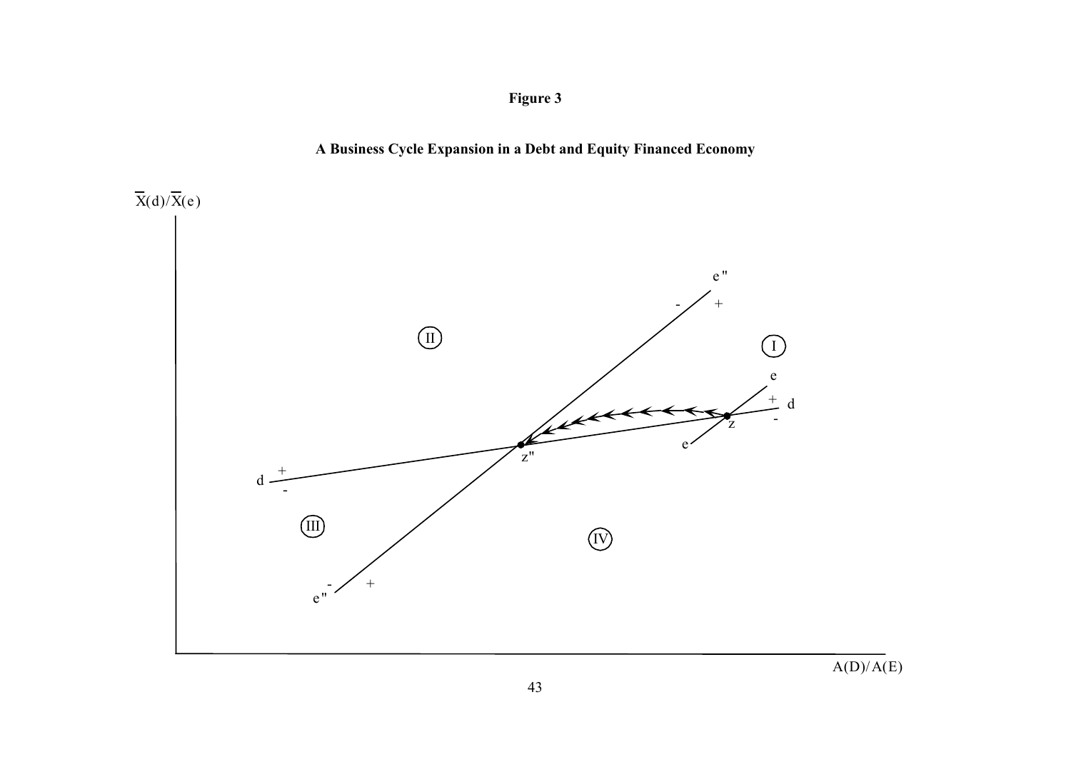**Figure 3**

**A Business Cycle Expansion in a Debt and Equity Financed Economy**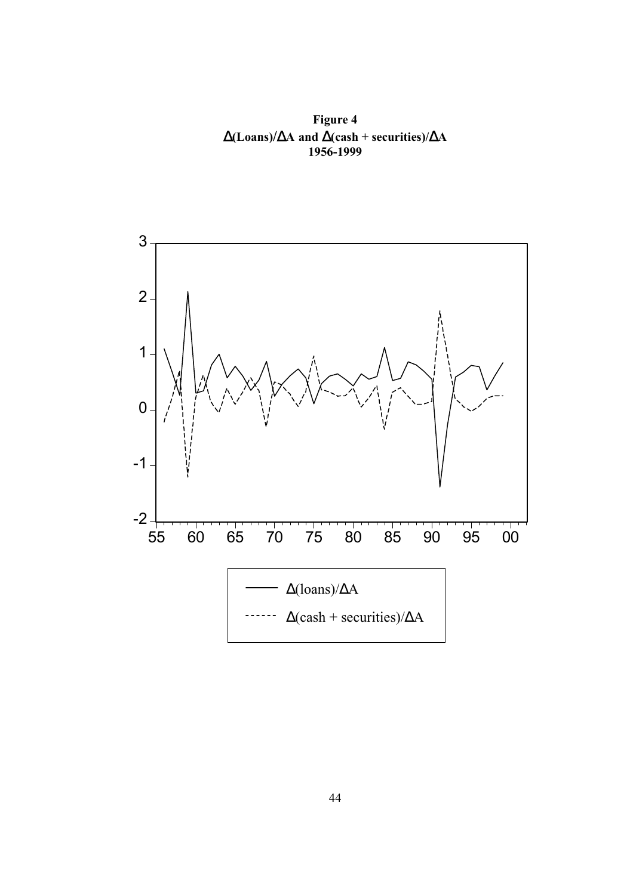**Figure 4**
**$\Delta$(Loans)/$\Delta$A and $\Delta$(cash + securities)/$\Delta$A**
**1956-1999**

— $\Delta$(loans)/$\Delta$A

- - - $\Delta$(cash + securities)/$\Delta$A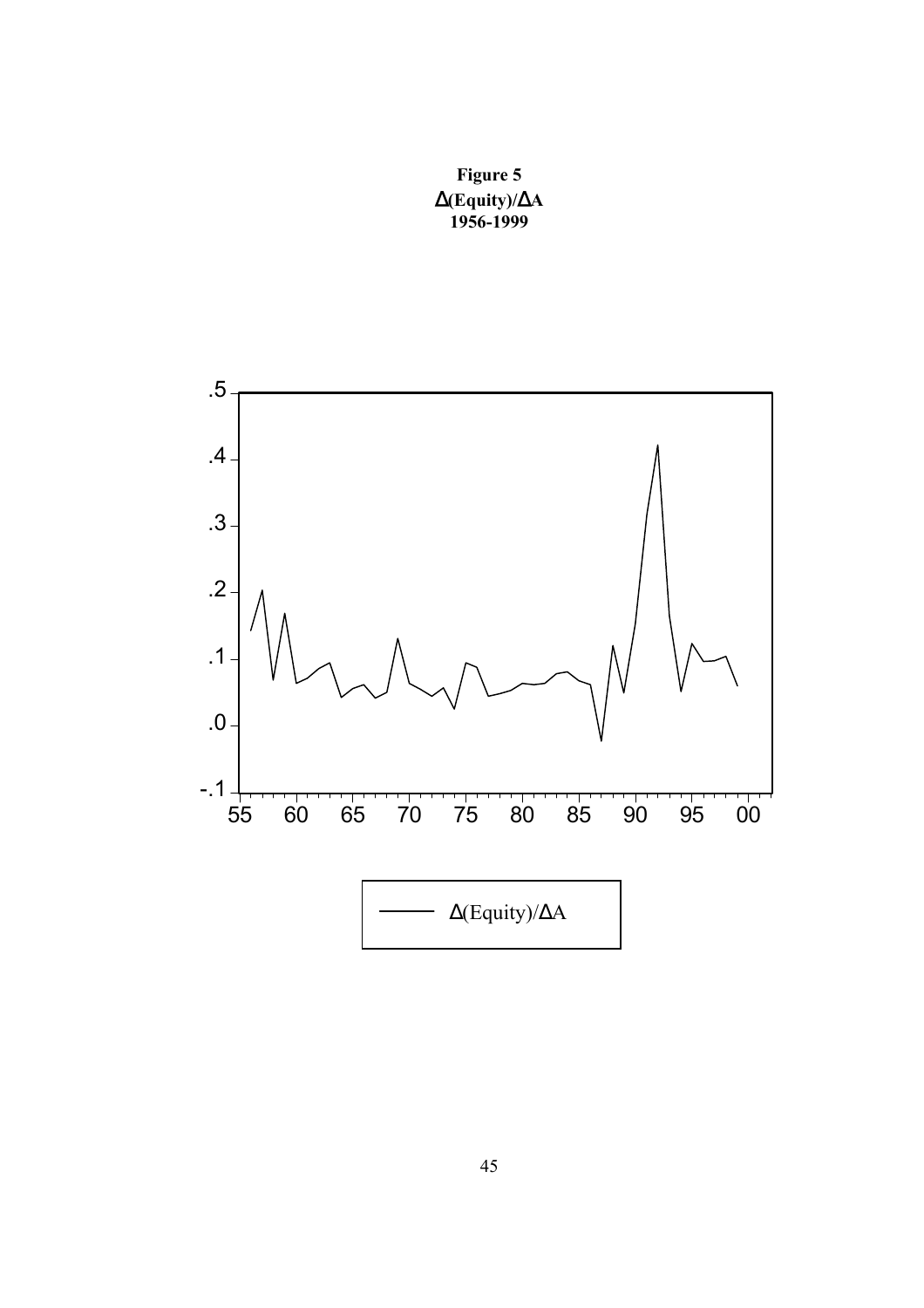**Figure 5**

**Δ(Equity)/ΔA**

**1956-1999**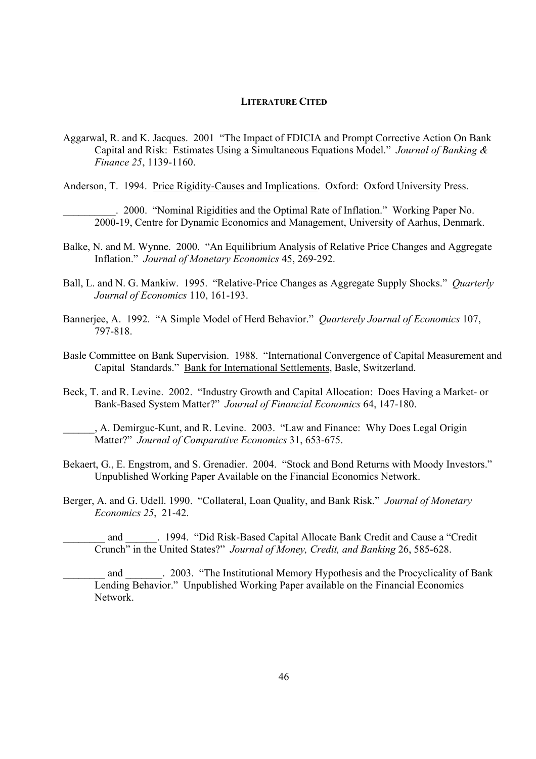## LITERATURE CITED

Aggarwal, R. and K. Jacques. 2001 "The Impact of FDICIA and Prompt Corrective Action On Bank Capital and Risk: Estimates Using a Simultaneous Equations Model." *Journal of Banking & Finance 25*, 1139-1160.

Anderson, T. 1994. Price Rigidity-Causes and Implications. Oxford: Oxford University Press.

__________. 2000. "Nominal Rigidities and the Optimal Rate of Inflation." Working Paper No. 2000-19, Centre for Dynamic Economics and Management, University of Aarhus, Denmark.

Balke, N. and M. Wynne. 2000. "An Equilibrium Analysis of Relative Price Changes and Aggregate Inflation." *Journal of Monetary Economics* 45, 269-292.

Ball, L. and N. G. Mankiw. 1995. "Relative-Price Changes as Aggregate Supply Shocks." *Quarterly Journal of Economics* 110, 161-193.

Bannerjee, A. 1992. "A Simple Model of Herd Behavior." *Quarterely Journal of Economics* 107, 797-818.

Basle Committee on Bank Supervision. 1988. "International Convergence of Capital Measurement and Capital Standards." Bank for International Settlements, Basle, Switzerland.

Beck, T. and R. Levine. 2002. "Industry Growth and Capital Allocation: Does Having a Market- or Bank-Based System Matter?" *Journal of Financial Economics* 64, 147-180.

______, A. Demirguc-Kunt, and R. Levine. 2003. "Law and Finance: Why Does Legal Origin Matter?" *Journal of Comparative Economics* 31, 653-675.

Bekaert, G., E. Engstrom, and S. Grenadier. 2004. "Stock and Bond Returns with Moody Investors." Unpublished Working Paper Available on the Financial Economics Network.

Berger, A. and G. Udell. 1990. "Collateral, Loan Quality, and Bank Risk." *Journal of Monetary Economics 25*, 21-42.

________ and ______. 1994. "Did Risk-Based Capital Allocate Bank Credit and Cause a "Credit Crunch" in the United States?" *Journal of Money, Credit, and Banking* 26, 585-628.

________ and _______. 2003. "The Institutional Memory Hypothesis and the Procyclicality of Bank Lending Behavior." Unpublished Working Paper available on the Financial Economics Network.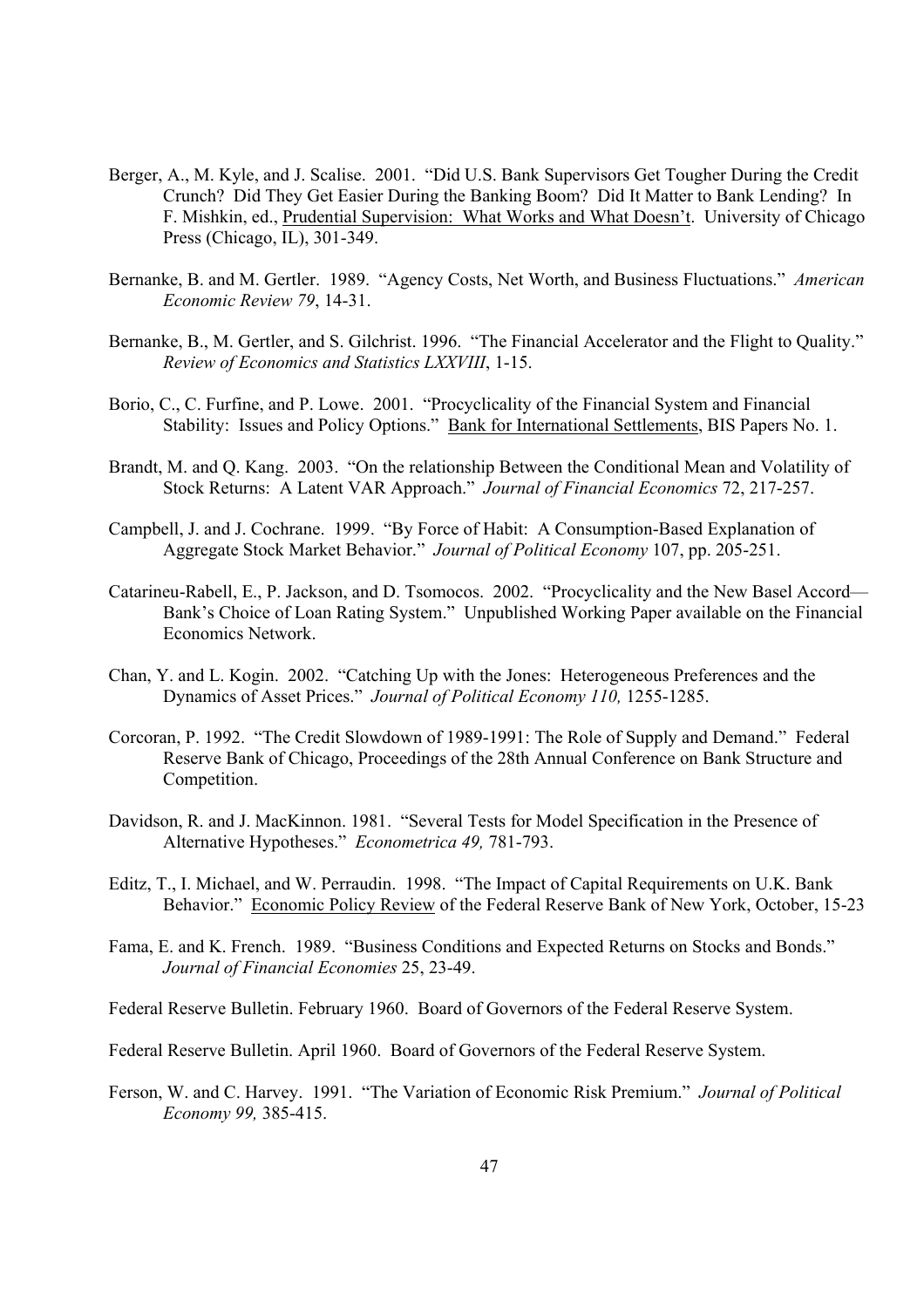Berger, A., M. Kyle, and J. Scalise. 2001. "Did U.S. Bank Supervisors Get Tougher During the Credit Crunch? Did They Get Easier During the Banking Boom? Did It Matter to Bank Lending? In F. Mishkin, ed., Prudential Supervision: What Works and What Doesn't. University of Chicago Press (Chicago, IL), 301-349.

Bernanke, B. and M. Gertler. 1989. "Agency Costs, Net Worth, and Business Fluctuations." *American Economic Review 79*, 14-31.

Bernanke, B., M. Gertler, and S. Gilchrist. 1996. "The Financial Accelerator and the Flight to Quality." *Review of Economics and Statistics LXXVIII*, 1-15.

Borio, C., C. Furfine, and P. Lowe. 2001. "Procyclicality of the Financial System and Financial Stability: Issues and Policy Options." Bank for International Settlements, BIS Papers No. 1.

Brandt, M. and Q. Kang. 2003. "On the relationship Between the Conditional Mean and Volatility of Stock Returns: A Latent VAR Approach." *Journal of Financial Economics* 72, 217-257.

Campbell, J. and J. Cochrane. 1999. "By Force of Habit: A Consumption-Based Explanation of Aggregate Stock Market Behavior." *Journal of Political Economy* 107, pp. 205-251.

Catarineu-Rabell, E., P. Jackson, and D. Tsomocos. 2002. "Procyclicality and the New Basel Accord—Bank's Choice of Loan Rating System." Unpublished Working Paper available on the Financial Economics Network.

Chan, Y. and L. Kogin. 2002. "Catching Up with the Jones: Heterogeneous Preferences and the Dynamics of Asset Prices." *Journal of Political Economy 110,* 1255-1285.

Corcoran, P. 1992. "The Credit Slowdown of 1989-1991: The Role of Supply and Demand." Federal Reserve Bank of Chicago, Proceedings of the 28th Annual Conference on Bank Structure and Competition.

Davidson, R. and J. MacKinnon. 1981. "Several Tests for Model Specification in the Presence of Alternative Hypotheses." *Econometrica 49,* 781-793.

Editz, T., I. Michael, and W. Perraudin. 1998. "The Impact of Capital Requirements on U.K. Bank Behavior." Economic Policy Review of the Federal Reserve Bank of New York, October, 15-23

Fama, E. and K. French. 1989. "Business Conditions and Expected Returns on Stocks and Bonds." *Journal of Financial Economies* 25, 23-49.

Federal Reserve Bulletin. February 1960. Board of Governors of the Federal Reserve System.

Federal Reserve Bulletin. April 1960. Board of Governors of the Federal Reserve System.

Ferson, W. and C. Harvey. 1991. "The Variation of Economic Risk Premium." *Journal of Political Economy 99,* 385-415.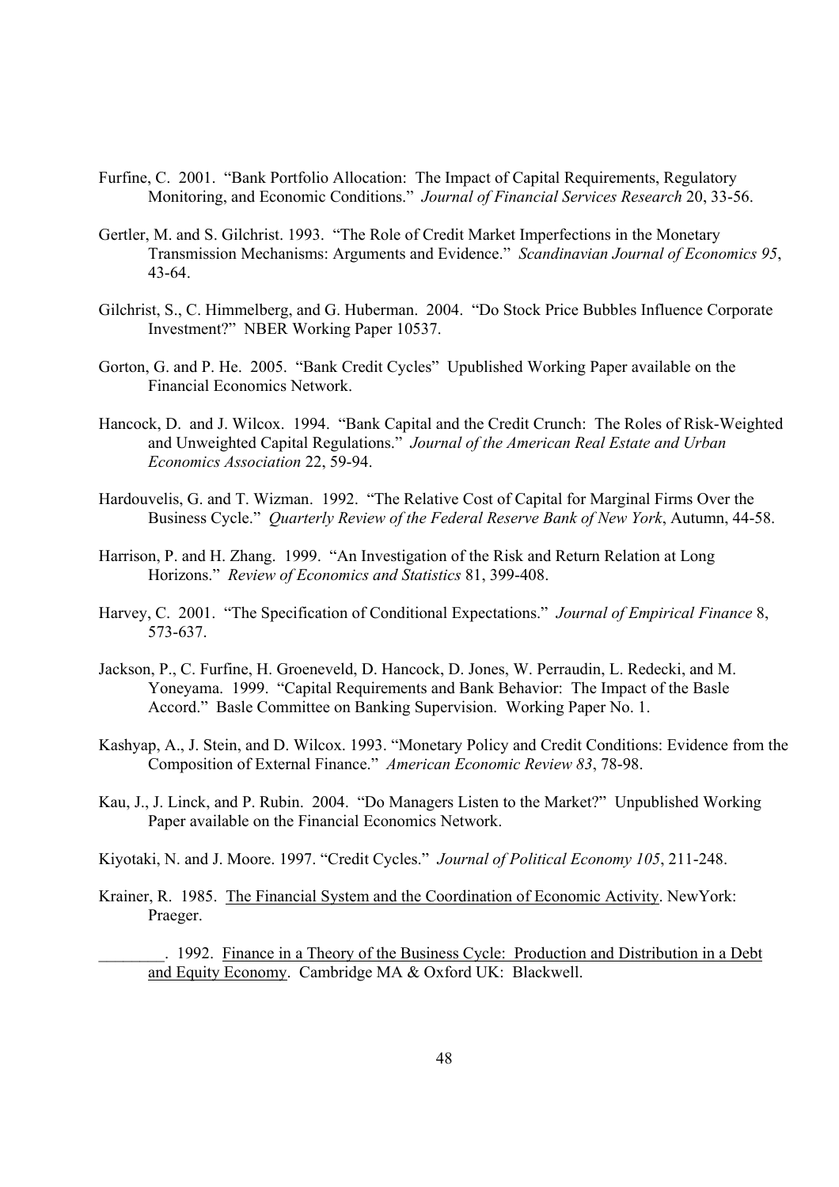Furfine, C. 2001. "Bank Portfolio Allocation: The Impact of Capital Requirements, Regulatory Monitoring, and Economic Conditions." *Journal of Financial Services Research* 20, 33-56.

Gertler, M. and S. Gilchrist. 1993. "The Role of Credit Market Imperfections in the Monetary Transmission Mechanisms: Arguments and Evidence." *Scandinavian Journal of Economics 95*, 43-64.

Gilchrist, S., C. Himmelberg, and G. Huberman. 2004. "Do Stock Price Bubbles Influence Corporate Investment?" NBER Working Paper 10537.

Gorton, G. and P. He. 2005. "Bank Credit Cycles" Upublished Working Paper available on the Financial Economics Network.

Hancock, D. and J. Wilcox. 1994. "Bank Capital and the Credit Crunch: The Roles of Risk-Weighted and Unweighted Capital Regulations." *Journal of the American Real Estate and Urban Economics Association* 22, 59-94.

Hardouvelis, G. and T. Wizman. 1992. "The Relative Cost of Capital for Marginal Firms Over the Business Cycle." *Quarterly Review of the Federal Reserve Bank of New York*, Autumn, 44-58.

Harrison, P. and H. Zhang. 1999. "An Investigation of the Risk and Return Relation at Long Horizons." *Review of Economics and Statistics* 81, 399-408.

Harvey, C. 2001. "The Specification of Conditional Expectations." *Journal of Empirical Finance* 8, 573-637.

Jackson, P., C. Furfine, H. Groeneveld, D. Hancock, D. Jones, W. Perraudin, L. Redecki, and M. Yoneyama. 1999. "Capital Requirements and Bank Behavior: The Impact of the Basle Accord." Basle Committee on Banking Supervision. Working Paper No. 1.

Kashyap, A., J. Stein, and D. Wilcox. 1993. "Monetary Policy and Credit Conditions: Evidence from the Composition of External Finance." *American Economic Review 83*, 78-98.

Kau, J., J. Linck, and P. Rubin. 2004. "Do Managers Listen to the Market?" Unpublished Working Paper available on the Financial Economics Network.

Kiyotaki, N. and J. Moore. 1997. "Credit Cycles." *Journal of Political Economy 105*, 211-248.

Krainer, R. 1985. The Financial System and the Coordination of Economic Activity. NewYork: Praeger.

________. 1992. Finance in a Theory of the Business Cycle: Production and Distribution in a Debt and Equity Economy. Cambridge MA & Oxford UK: Blackwell.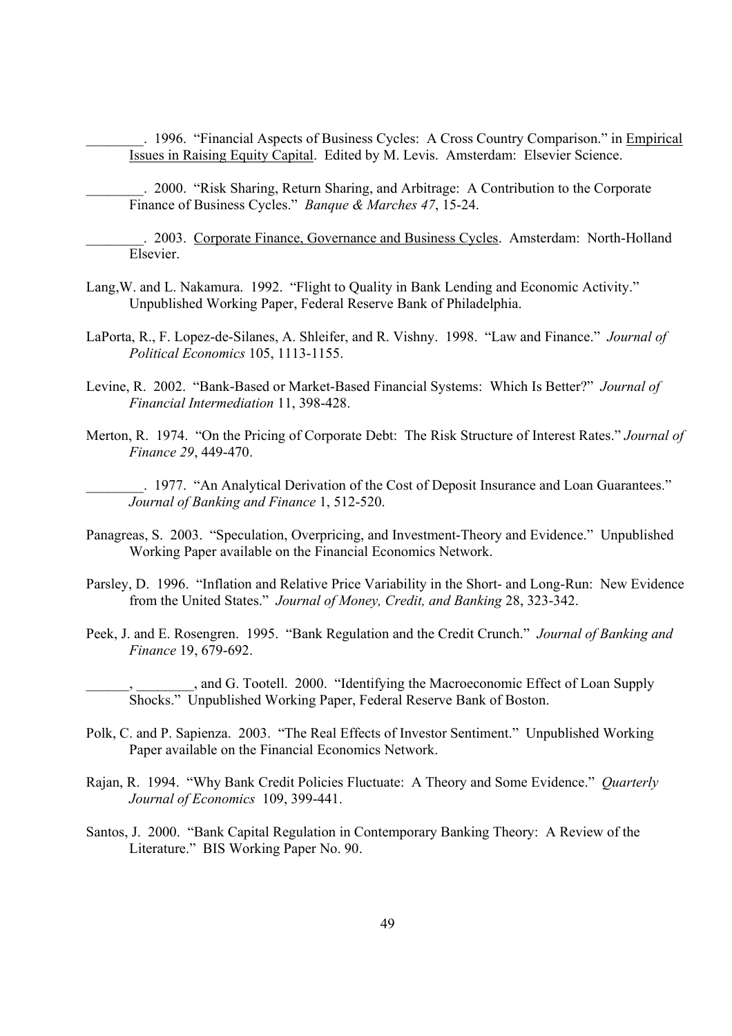________. 1996. "Financial Aspects of Business Cycles: A Cross Country Comparison." in Empirical Issues in Raising Equity Capital. Edited by M. Levis. Amsterdam: Elsevier Science.

________. 2000. "Risk Sharing, Return Sharing, and Arbitrage: A Contribution to the Corporate Finance of Business Cycles." *Banque & Marches 47*, 15-24.

________. 2003. Corporate Finance, Governance and Business Cycles. Amsterdam: North-Holland Elsevier.

Lang,W. and L. Nakamura. 1992. "Flight to Quality in Bank Lending and Economic Activity." Unpublished Working Paper, Federal Reserve Bank of Philadelphia.

LaPorta, R., F. Lopez-de-Silanes, A. Shleifer, and R. Vishny. 1998. "Law and Finance." *Journal of Political Economics* 105, 1113-1155.

Levine, R. 2002. "Bank-Based or Market-Based Financial Systems: Which Is Better?" *Journal of Financial Intermediation* 11, 398-428.

Merton, R. 1974. "On the Pricing of Corporate Debt: The Risk Structure of Interest Rates." *Journal of Finance 29*, 449-470.

________. 1977. "An Analytical Derivation of the Cost of Deposit Insurance and Loan Guarantees." *Journal of Banking and Finance* 1, 512-520.

Panagreas, S. 2003. "Speculation, Overpricing, and Investment-Theory and Evidence." Unpublished Working Paper available on the Financial Economics Network.

Parsley, D. 1996. "Inflation and Relative Price Variability in the Short- and Long-Run: New Evidence from the United States." *Journal of Money, Credit, and Banking* 28, 323-342.

Peek, J. and E. Rosengren. 1995. "Bank Regulation and the Credit Crunch." *Journal of Banking and Finance* 19, 679-692.

______, ________, and G. Tootell. 2000. "Identifying the Macroeconomic Effect of Loan Supply Shocks." Unpublished Working Paper, Federal Reserve Bank of Boston.

Polk, C. and P. Sapienza. 2003. "The Real Effects of Investor Sentiment." Unpublished Working Paper available on the Financial Economics Network.

Rajan, R. 1994. "Why Bank Credit Policies Fluctuate: A Theory and Some Evidence." *Quarterly Journal of Economics* 109, 399-441.

Santos, J. 2000. "Bank Capital Regulation in Contemporary Banking Theory: A Review of the Literature." BIS Working Paper No. 90.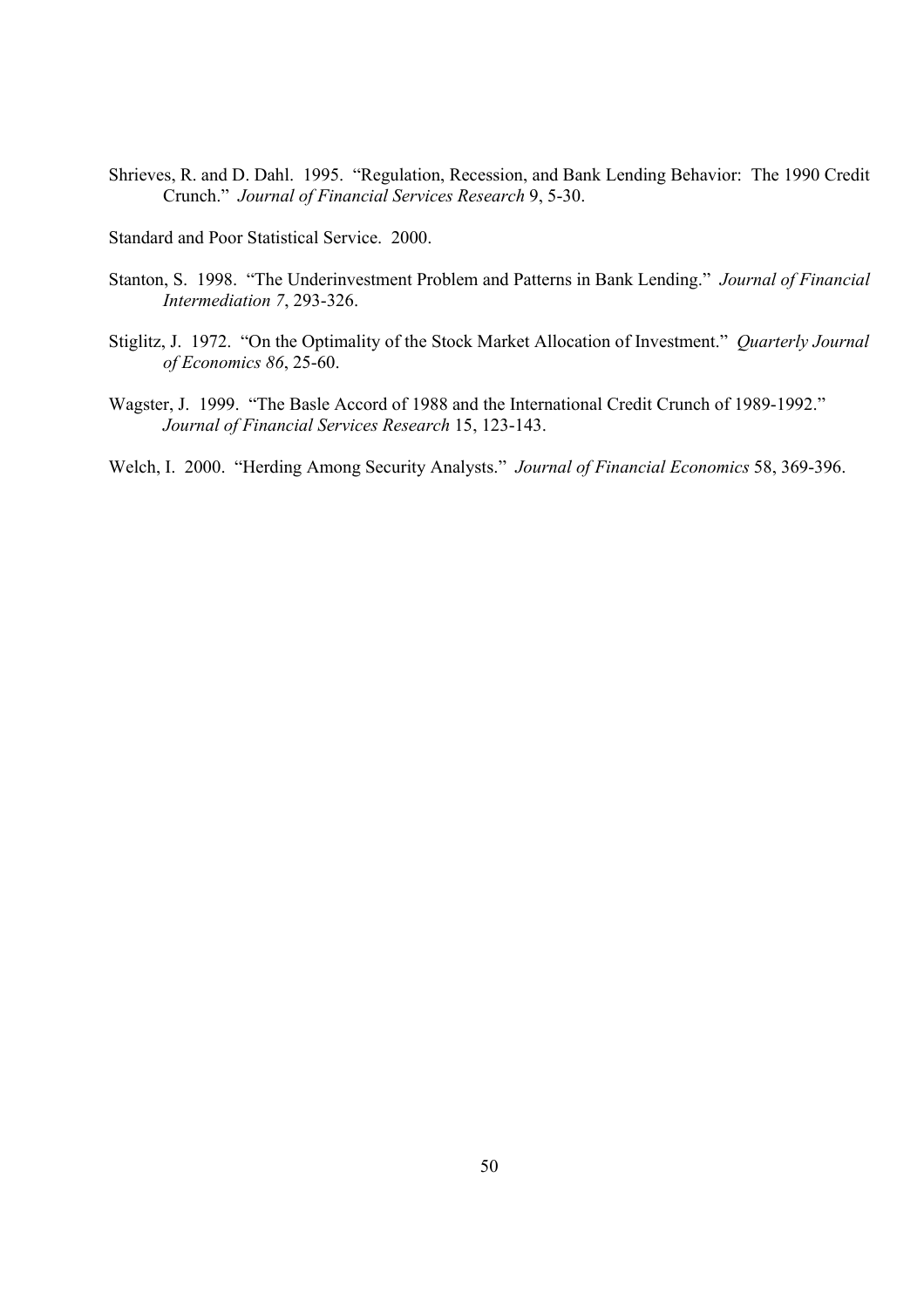Shrieves, R. and D. Dahl. 1995. "Regulation, Recession, and Bank Lending Behavior: The 1990 Credit Crunch." *Journal of Financial Services Research* 9, 5-30.

Standard and Poor Statistical Service. 2000.

Stanton, S. 1998. "The Underinvestment Problem and Patterns in Bank Lending." *Journal of Financial Intermediation 7*, 293-326.

Stiglitz, J. 1972. "On the Optimality of the Stock Market Allocation of Investment." *Quarterly Journal of Economics 86*, 25-60.

Wagster, J. 1999. "The Basle Accord of 1988 and the International Credit Crunch of 1989-1992." *Journal of Financial Services Research* 15, 123-143.

Welch, I. 2000. "Herding Among Security Analysts." *Journal of Financial Economics* 58, 369-396.